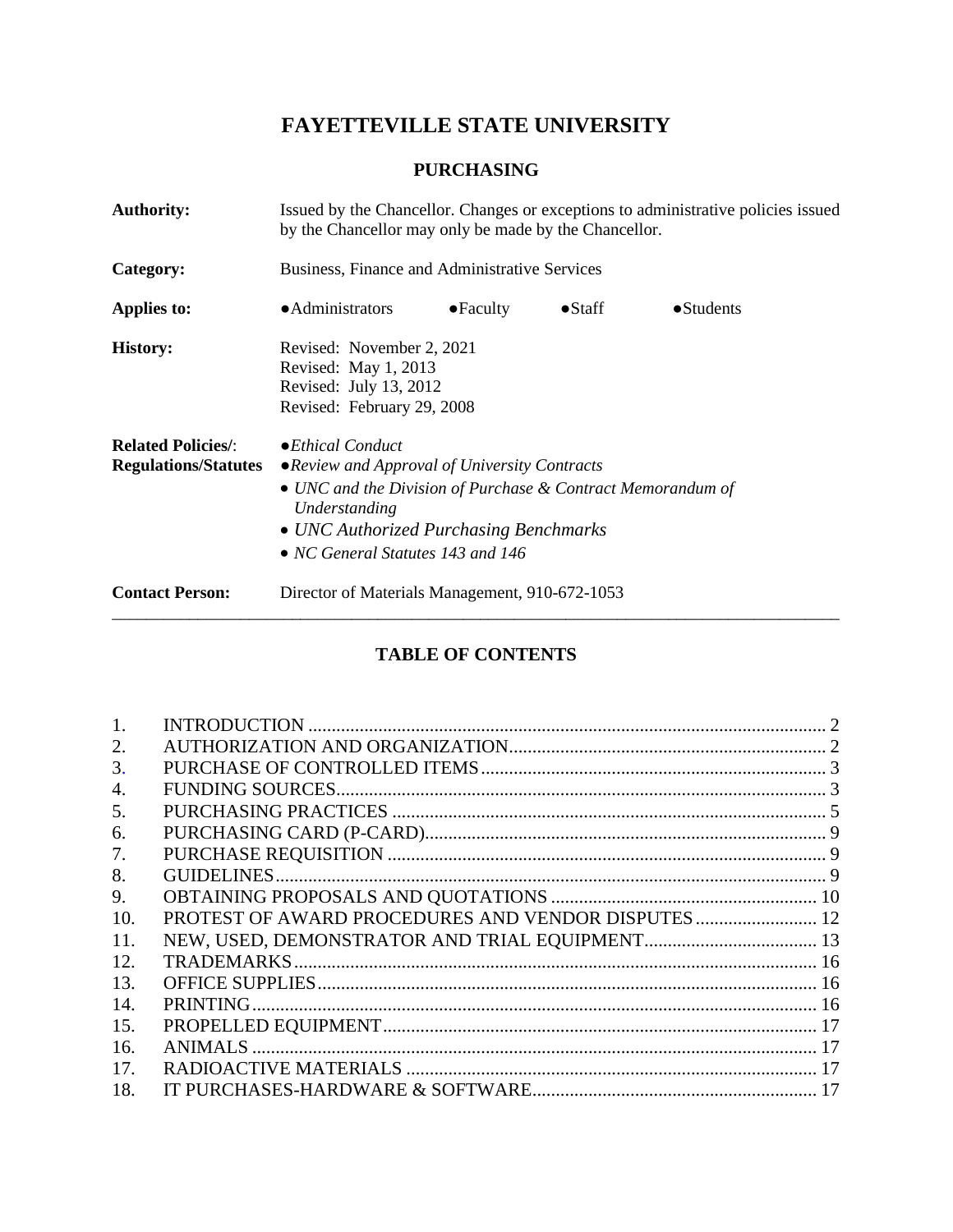# FAYETTEVILLE STATE UNIVERSITY

## PURCHASING

| | |
|---|---|
| **Authority:** | Issued by the Chancellor. Changes or exceptions to administrative policies issued by the Chancellor may only be made by the Chancellor. |
| **Category:** | Business, Finance and Administrative Services |
| **Applies to:** | ●Administrators ●Faculty ●Staff ●Students |
| **History:** | Revised: November 2, 2021<br>Revised: May 1, 2013<br>Revised: July 13, 2012<br>Revised: February 29, 2008 |
| **Related Policies/: Regulations/Statutes** | ●*Ethical Conduct*<br>●*Review and Approval of University Contracts*<br>● *UNC and the Division of Purchase & Contract Memorandum of Understanding*<br>● *UNC Authorized Purchasing Benchmarks*<br>● *NC General Statutes 143 and 146* |
| **Contact Person:** | Director of Materials Management, 910-672-1053 |

---

## TABLE OF CONTENTS

1. INTRODUCTION ..... 2
2. AUTHORIZATION AND ORGANIZATION ..... 2
3. PURCHASE OF CONTROLLED ITEMS ..... 3
4. FUNDING SOURCES ..... 3
5. PURCHASING PRACTICES ..... 5
6. PURCHASING CARD (P-CARD) ..... 9
7. PURCHASE REQUISITION ..... 9
8. GUIDELINES ..... 9
9. OBTAINING PROPOSALS AND QUOTATIONS ..... 10
10. PROTEST OF AWARD PROCEDURES AND VENDOR DISPUTES ..... 12
11. NEW, USED, DEMONSTRATOR AND TRIAL EQUIPMENT ..... 13
12. TRADEMARKS ..... 16
13. OFFICE SUPPLIES ..... 16
14. PRINTING ..... 16
15. PROPELLED EQUIPMENT ..... 17
16. ANIMALS ..... 17
17. RADIOACTIVE MATERIALS ..... 17
18. IT PURCHASES-HARDWARE & SOFTWARE ..... 17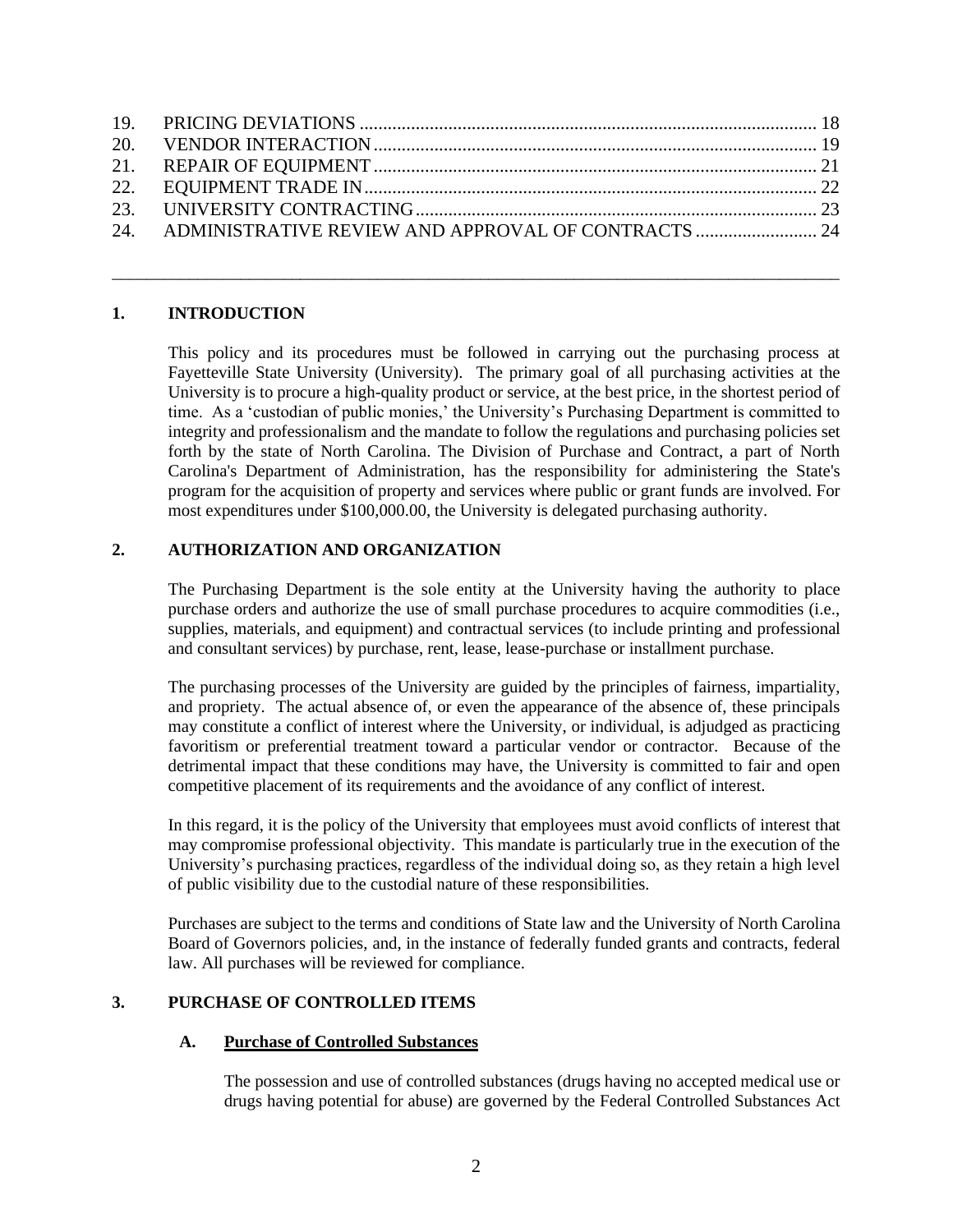| | | |
|---|---|---|
| 19. | PRICING DEVIATIONS | 18 |
| 20. | VENDOR INTERACTION | 19 |
| 21. | REPAIR OF EQUIPMENT | 21 |
| 22. | EQUIPMENT TRADE IN | 22 |
| 23. | UNIVERSITY CONTRACTING | 23 |
| 24. | ADMINISTRATIVE REVIEW AND APPROVAL OF CONTRACTS | 24 |

---

## 1. INTRODUCTION

This policy and its procedures must be followed in carrying out the purchasing process at Fayetteville State University (University). The primary goal of all purchasing activities at the University is to procure a high-quality product or service, at the best price, in the shortest period of time. As a 'custodian of public monies,' the University's Purchasing Department is committed to integrity and professionalism and the mandate to follow the regulations and purchasing policies set forth by the state of North Carolina. The Division of Purchase and Contract, a part of North Carolina's Department of Administration, has the responsibility for administering the State's program for the acquisition of property and services where public or grant funds are involved. For most expenditures under $100,000.00, the University is delegated purchasing authority.

## 2. AUTHORIZATION AND ORGANIZATION

The Purchasing Department is the sole entity at the University having the authority to place purchase orders and authorize the use of small purchase procedures to acquire commodities (i.e., supplies, materials, and equipment) and contractual services (to include printing and professional and consultant services) by purchase, rent, lease, lease-purchase or installment purchase.

The purchasing processes of the University are guided by the principles of fairness, impartiality, and propriety. The actual absence of, or even the appearance of the absence of, these principals may constitute a conflict of interest where the University, or individual, is adjudged as practicing favoritism or preferential treatment toward a particular vendor or contractor. Because of the detrimental impact that these conditions may have, the University is committed to fair and open competitive placement of its requirements and the avoidance of any conflict of interest.

In this regard, it is the policy of the University that employees must avoid conflicts of interest that may compromise professional objectivity. This mandate is particularly true in the execution of the University's purchasing practices, regardless of the individual doing so, as they retain a high level of public visibility due to the custodial nature of these responsibilities.

Purchases are subject to the terms and conditions of State law and the University of North Carolina Board of Governors policies, and, in the instance of federally funded grants and contracts, federal law. All purchases will be reviewed for compliance.

## 3. PURCHASE OF CONTROLLED ITEMS

### A. Purchase of Controlled Substances

The possession and use of controlled substances (drugs having no accepted medical use or drugs having potential for abuse) are governed by the Federal Controlled Substances Act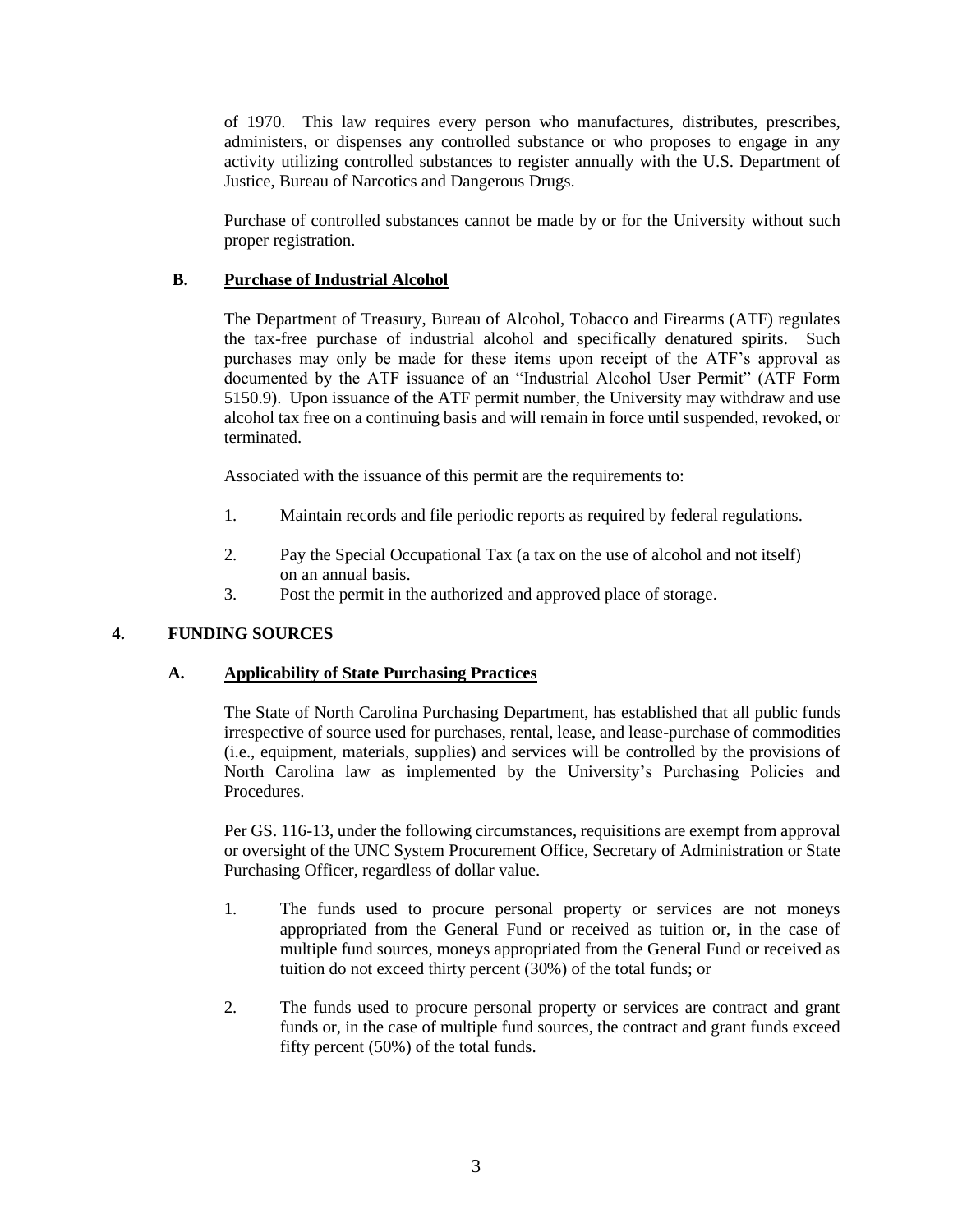of 1970. This law requires every person who manufactures, distributes, prescribes, administers, or dispenses any controlled substance or who proposes to engage in any activity utilizing controlled substances to register annually with the U.S. Department of Justice, Bureau of Narcotics and Dangerous Drugs.

Purchase of controlled substances cannot be made by or for the University without such proper registration.

### B. Purchase of Industrial Alcohol

The Department of Treasury, Bureau of Alcohol, Tobacco and Firearms (ATF) regulates the tax-free purchase of industrial alcohol and specifically denatured spirits. Such purchases may only be made for these items upon receipt of the ATF's approval as documented by the ATF issuance of an "Industrial Alcohol User Permit" (ATF Form 5150.9). Upon issuance of the ATF permit number, the University may withdraw and use alcohol tax free on a continuing basis and will remain in force until suspended, revoked, or terminated.

Associated with the issuance of this permit are the requirements to:

1. Maintain records and file periodic reports as required by federal regulations.
2. Pay the Special Occupational Tax (a tax on the use of alcohol and not itself) on an annual basis.
3. Post the permit in the authorized and approved place of storage.

## 4. FUNDING SOURCES

### A. Applicability of State Purchasing Practices

The State of North Carolina Purchasing Department, has established that all public funds irrespective of source used for purchases, rental, lease, and lease-purchase of commodities (i.e., equipment, materials, supplies) and services will be controlled by the provisions of North Carolina law as implemented by the University's Purchasing Policies and Procedures.

Per GS. 116-13, under the following circumstances, requisitions are exempt from approval or oversight of the UNC System Procurement Office, Secretary of Administration or State Purchasing Officer, regardless of dollar value.

1. The funds used to procure personal property or services are not moneys appropriated from the General Fund or received as tuition or, in the case of multiple fund sources, moneys appropriated from the General Fund or received as tuition do not exceed thirty percent (30%) of the total funds; or
2. The funds used to procure personal property or services are contract and grant funds or, in the case of multiple fund sources, the contract and grant funds exceed fifty percent (50%) of the total funds.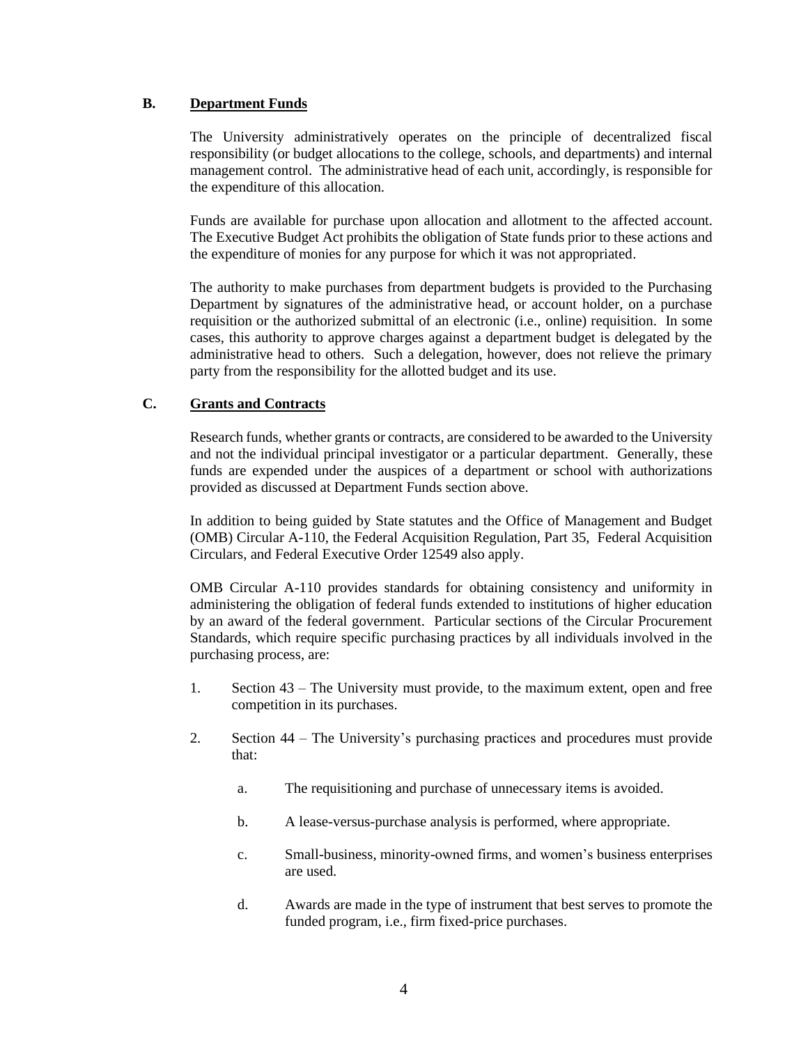### B. Department Funds

The University administratively operates on the principle of decentralized fiscal responsibility (or budget allocations to the college, schools, and departments) and internal management control. The administrative head of each unit, accordingly, is responsible for the expenditure of this allocation.

Funds are available for purchase upon allocation and allotment to the affected account. The Executive Budget Act prohibits the obligation of State funds prior to these actions and the expenditure of monies for any purpose for which it was not appropriated.

The authority to make purchases from department budgets is provided to the Purchasing Department by signatures of the administrative head, or account holder, on a purchase requisition or the authorized submittal of an electronic (i.e., online) requisition. In some cases, this authority to approve charges against a department budget is delegated by the administrative head to others. Such a delegation, however, does not relieve the primary party from the responsibility for the allotted budget and its use.

### C. Grants and Contracts

Research funds, whether grants or contracts, are considered to be awarded to the University and not the individual principal investigator or a particular department. Generally, these funds are expended under the auspices of a department or school with authorizations provided as discussed at Department Funds section above.

In addition to being guided by State statutes and the Office of Management and Budget (OMB) Circular A-110, the Federal Acquisition Regulation, Part 35, Federal Acquisition Circulars, and Federal Executive Order 12549 also apply.

OMB Circular A-110 provides standards for obtaining consistency and uniformity in administering the obligation of federal funds extended to institutions of higher education by an award of the federal government. Particular sections of the Circular Procurement Standards, which require specific purchasing practices by all individuals involved in the purchasing process, are:

1. Section 43 – The University must provide, to the maximum extent, open and free competition in its purchases.

2. Section 44 – The University's purchasing practices and procedures must provide that:

   a. The requisitioning and purchase of unnecessary items is avoided.

   b. A lease-versus-purchase analysis is performed, where appropriate.

   c. Small-business, minority-owned firms, and women's business enterprises are used.

   d. Awards are made in the type of instrument that best serves to promote the funded program, i.e., firm fixed-price purchases.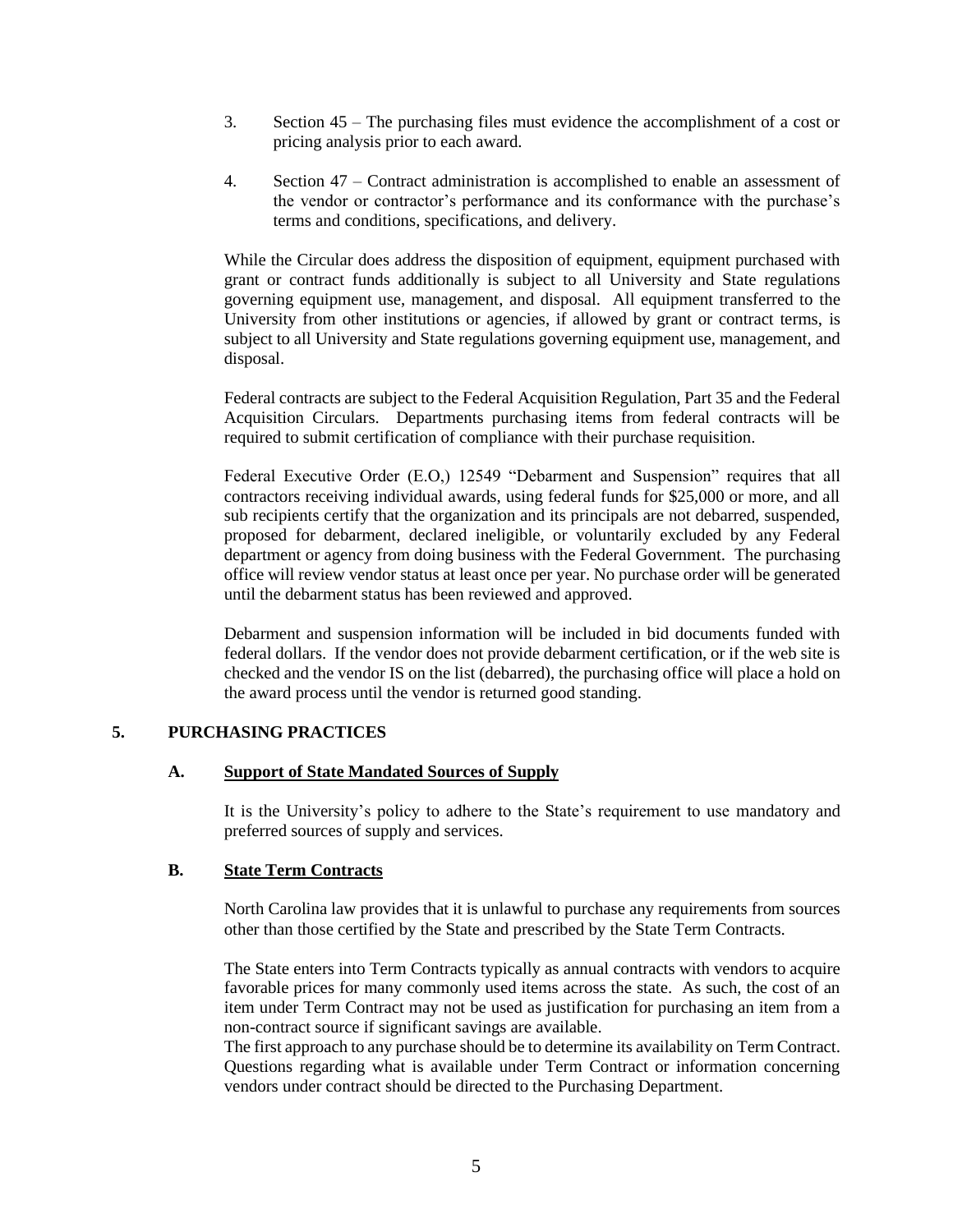3. Section 45 – The purchasing files must evidence the accomplishment of a cost or pricing analysis prior to each award.

4. Section 47 – Contract administration is accomplished to enable an assessment of the vendor or contractor's performance and its conformance with the purchase's terms and conditions, specifications, and delivery.

While the Circular does address the disposition of equipment, equipment purchased with grant or contract funds additionally is subject to all University and State regulations governing equipment use, management, and disposal. All equipment transferred to the University from other institutions or agencies, if allowed by grant or contract terms, is subject to all University and State regulations governing equipment use, management, and disposal.

Federal contracts are subject to the Federal Acquisition Regulation, Part 35 and the Federal Acquisition Circulars. Departments purchasing items from federal contracts will be required to submit certification of compliance with their purchase requisition.

Federal Executive Order (E.O,) 12549 "Debarment and Suspension" requires that all contractors receiving individual awards, using federal funds for $25,000 or more, and all sub recipients certify that the organization and its principals are not debarred, suspended, proposed for debarment, declared ineligible, or voluntarily excluded by any Federal department or agency from doing business with the Federal Government. The purchasing office will review vendor status at least once per year. No purchase order will be generated until the debarment status has been reviewed and approved.

Debarment and suspension information will be included in bid documents funded with federal dollars. If the vendor does not provide debarment certification, or if the web site is checked and the vendor IS on the list (debarred), the purchasing office will place a hold on the award process until the vendor is returned good standing.

## 5. PURCHASING PRACTICES

### A. Support of State Mandated Sources of Supply

It is the University's policy to adhere to the State's requirement to use mandatory and preferred sources of supply and services.

### B. State Term Contracts

North Carolina law provides that it is unlawful to purchase any requirements from sources other than those certified by the State and prescribed by the State Term Contracts.

The State enters into Term Contracts typically as annual contracts with vendors to acquire favorable prices for many commonly used items across the state. As such, the cost of an item under Term Contract may not be used as justification for purchasing an item from a non-contract source if significant savings are available.

The first approach to any purchase should be to determine its availability on Term Contract. Questions regarding what is available under Term Contract or information concerning vendors under contract should be directed to the Purchasing Department.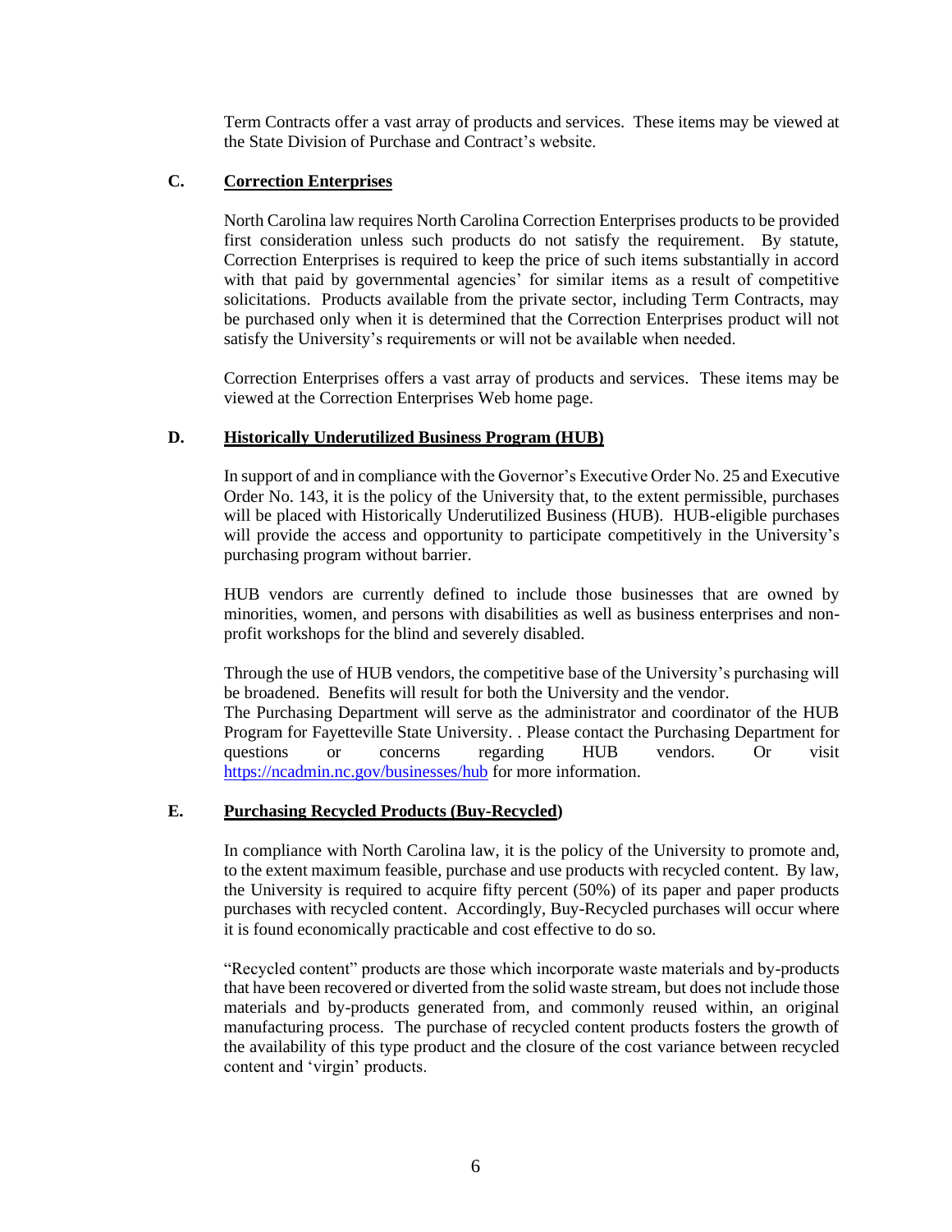Term Contracts offer a vast array of products and services. These items may be viewed at the State Division of Purchase and Contract's website.

### C. Correction Enterprises

North Carolina law requires North Carolina Correction Enterprises products to be provided first consideration unless such products do not satisfy the requirement. By statute, Correction Enterprises is required to keep the price of such items substantially in accord with that paid by governmental agencies' for similar items as a result of competitive solicitations. Products available from the private sector, including Term Contracts, may be purchased only when it is determined that the Correction Enterprises product will not satisfy the University's requirements or will not be available when needed.

Correction Enterprises offers a vast array of products and services. These items may be viewed at the Correction Enterprises Web home page.

### D. Historically Underutilized Business Program (HUB)

In support of and in compliance with the Governor's Executive Order No. 25 and Executive Order No. 143, it is the policy of the University that, to the extent permissible, purchases will be placed with Historically Underutilized Business (HUB). HUB-eligible purchases will provide the access and opportunity to participate competitively in the University's purchasing program without barrier.

HUB vendors are currently defined to include those businesses that are owned by minorities, women, and persons with disabilities as well as business enterprises and non-profit workshops for the blind and severely disabled.

Through the use of HUB vendors, the competitive base of the University's purchasing will be broadened. Benefits will result for both the University and the vendor.
The Purchasing Department will serve as the administrator and coordinator of the HUB Program for Fayetteville State University. . Please contact the Purchasing Department for questions or concerns regarding HUB vendors. Or visit https://ncadmin.nc.gov/businesses/hub for more information.

### E. Purchasing Recycled Products (Buy-Recycled)

In compliance with North Carolina law, it is the policy of the University to promote and, to the extent maximum feasible, purchase and use products with recycled content. By law, the University is required to acquire fifty percent (50%) of its paper and paper products purchases with recycled content. Accordingly, Buy-Recycled purchases will occur where it is found economically practicable and cost effective to do so.

"Recycled content" products are those which incorporate waste materials and by-products that have been recovered or diverted from the solid waste stream, but does not include those materials and by-products generated from, and commonly reused within, an original manufacturing process. The purchase of recycled content products fosters the growth of the availability of this type product and the closure of the cost variance between recycled content and 'virgin' products.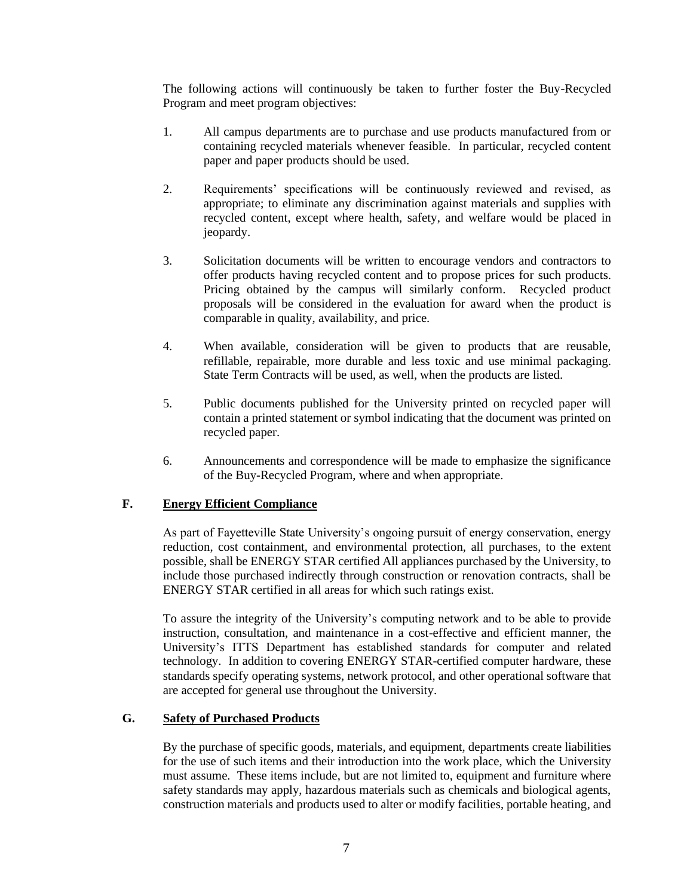The following actions will continuously be taken to further foster the Buy-Recycled Program and meet program objectives:

1. All campus departments are to purchase and use products manufactured from or containing recycled materials whenever feasible. In particular, recycled content paper and paper products should be used.

2. Requirements' specifications will be continuously reviewed and revised, as appropriate; to eliminate any discrimination against materials and supplies with recycled content, except where health, safety, and welfare would be placed in jeopardy.

3. Solicitation documents will be written to encourage vendors and contractors to offer products having recycled content and to propose prices for such products. Pricing obtained by the campus will similarly conform. Recycled product proposals will be considered in the evaluation for award when the product is comparable in quality, availability, and price.

4. When available, consideration will be given to products that are reusable, refillable, repairable, more durable and less toxic and use minimal packaging. State Term Contracts will be used, as well, when the products are listed.

5. Public documents published for the University printed on recycled paper will contain a printed statement or symbol indicating that the document was printed on recycled paper.

6. Announcements and correspondence will be made to emphasize the significance of the Buy-Recycled Program, where and when appropriate.

## F. <u>Energy Efficient Compliance</u>

As part of Fayetteville State University's ongoing pursuit of energy conservation, energy reduction, cost containment, and environmental protection, all purchases, to the extent possible, shall be ENERGY STAR certified All appliances purchased by the University, to include those purchased indirectly through construction or renovation contracts, shall be ENERGY STAR certified in all areas for which such ratings exist.

To assure the integrity of the University's computing network and to be able to provide instruction, consultation, and maintenance in a cost-effective and efficient manner, the University's ITTS Department has established standards for computer and related technology. In addition to covering ENERGY STAR-certified computer hardware, these standards specify operating systems, network protocol, and other operational software that are accepted for general use throughout the University.

## G. <u>Safety of Purchased Products</u>

By the purchase of specific goods, materials, and equipment, departments create liabilities for the use of such items and their introduction into the work place, which the University must assume. These items include, but are not limited to, equipment and furniture where safety standards may apply, hazardous materials such as chemicals and biological agents, construction materials and products used to alter or modify facilities, portable heating, and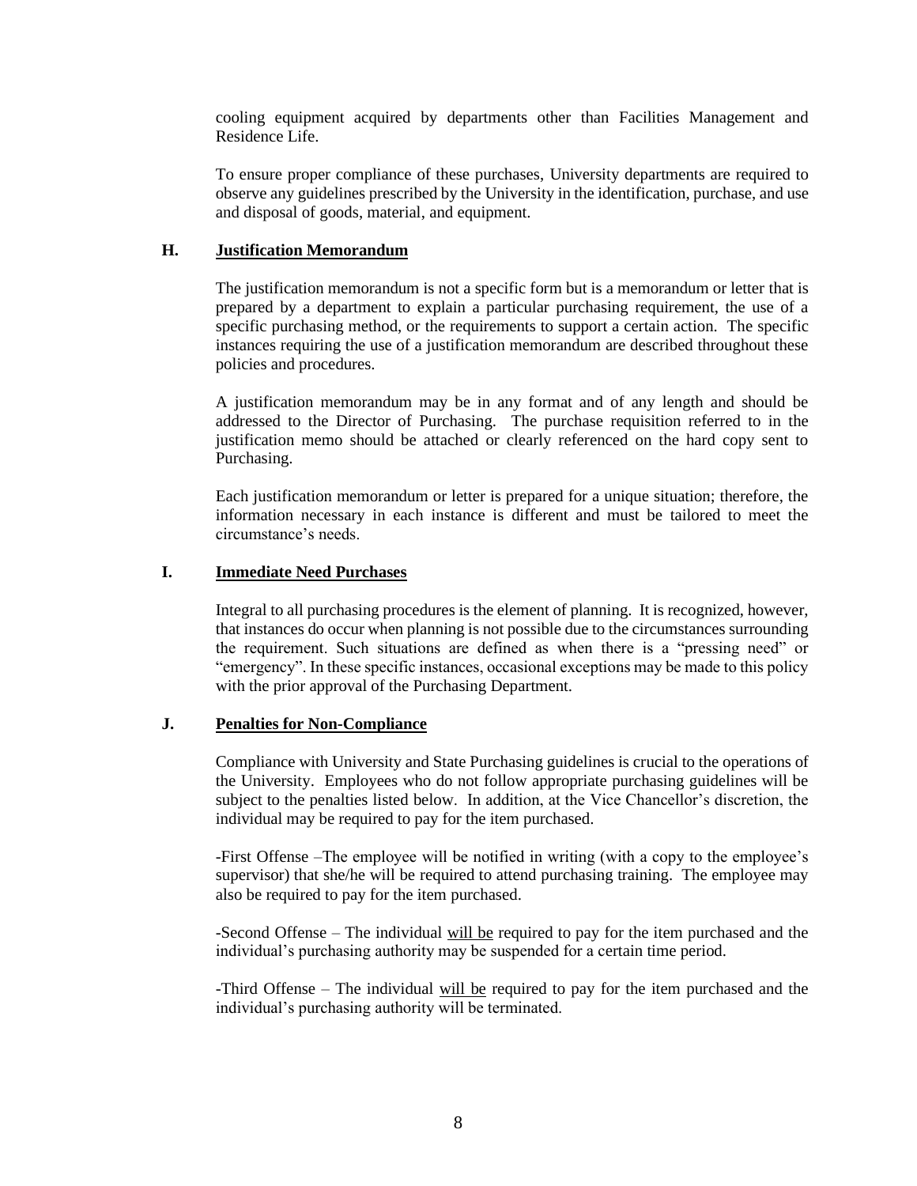cooling equipment acquired by departments other than Facilities Management and Residence Life.

To ensure proper compliance of these purchases, University departments are required to observe any guidelines prescribed by the University in the identification, purchase, and use and disposal of goods, material, and equipment.

### H. Justification Memorandum

The justification memorandum is not a specific form but is a memorandum or letter that is prepared by a department to explain a particular purchasing requirement, the use of a specific purchasing method, or the requirements to support a certain action. The specific instances requiring the use of a justification memorandum are described throughout these policies and procedures.

A justification memorandum may be in any format and of any length and should be addressed to the Director of Purchasing. The purchase requisition referred to in the justification memo should be attached or clearly referenced on the hard copy sent to Purchasing.

Each justification memorandum or letter is prepared for a unique situation; therefore, the information necessary in each instance is different and must be tailored to meet the circumstance's needs.

### I. Immediate Need Purchases

Integral to all purchasing procedures is the element of planning. It is recognized, however, that instances do occur when planning is not possible due to the circumstances surrounding the requirement. Such situations are defined as when there is a "pressing need" or "emergency". In these specific instances, occasional exceptions may be made to this policy with the prior approval of the Purchasing Department.

### J. Penalties for Non-Compliance

Compliance with University and State Purchasing guidelines is crucial to the operations of the University. Employees who do not follow appropriate purchasing guidelines will be subject to the penalties listed below. In addition, at the Vice Chancellor's discretion, the individual may be required to pay for the item purchased.

-First Offense –The employee will be notified in writing (with a copy to the employee's supervisor) that she/he will be required to attend purchasing training. The employee may also be required to pay for the item purchased.

-Second Offense – The individual <u>will be</u> required to pay for the item purchased and the individual's purchasing authority may be suspended for a certain time period.

-Third Offense – The individual <u>will be</u> required to pay for the item purchased and the individual's purchasing authority will be terminated.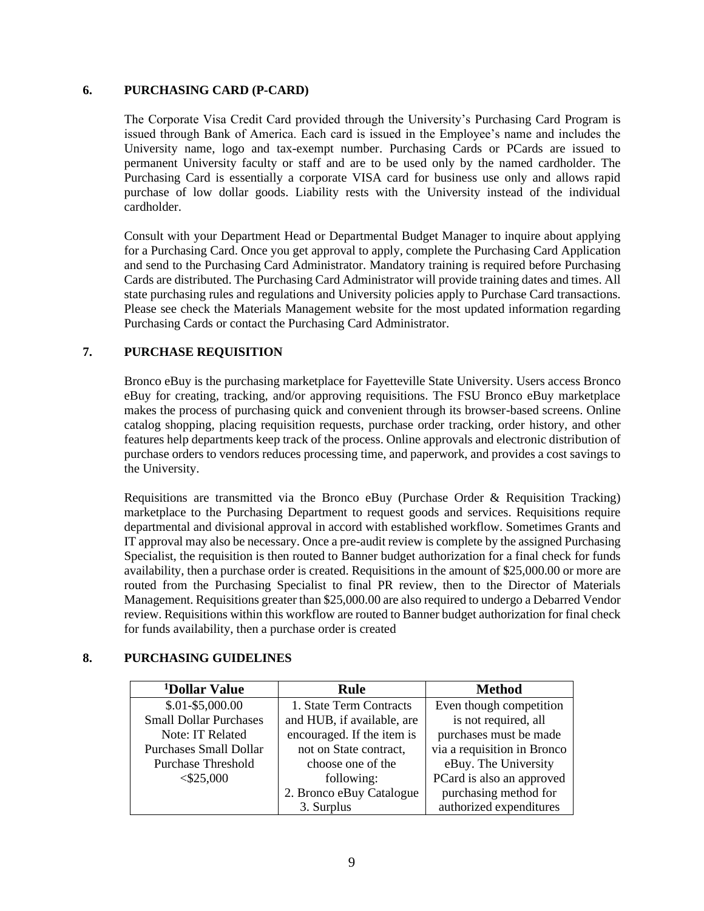## 6. PURCHASING CARD (P-CARD)

The Corporate Visa Credit Card provided through the University's Purchasing Card Program is issued through Bank of America. Each card is issued in the Employee's name and includes the University name, logo and tax-exempt number. Purchasing Cards or PCards are issued to permanent University faculty or staff and are to be used only by the named cardholder. The Purchasing Card is essentially a corporate VISA card for business use only and allows rapid purchase of low dollar goods. Liability rests with the University instead of the individual cardholder.

Consult with your Department Head or Departmental Budget Manager to inquire about applying for a Purchasing Card. Once you get approval to apply, complete the Purchasing Card Application and send to the Purchasing Card Administrator. Mandatory training is required before Purchasing Cards are distributed. The Purchasing Card Administrator will provide training dates and times. All state purchasing rules and regulations and University policies apply to Purchase Card transactions. Please see check the Materials Management website for the most updated information regarding Purchasing Cards or contact the Purchasing Card Administrator.

## 7. PURCHASE REQUISITION

Bronco eBuy is the purchasing marketplace for Fayetteville State University. Users access Bronco eBuy for creating, tracking, and/or approving requisitions. The FSU Bronco eBuy marketplace makes the process of purchasing quick and convenient through its browser-based screens. Online catalog shopping, placing requisition requests, purchase order tracking, order history, and other features help departments keep track of the process. Online approvals and electronic distribution of purchase orders to vendors reduces processing time, and paperwork, and provides a cost savings to the University.

Requisitions are transmitted via the Bronco eBuy (Purchase Order & Requisition Tracking) marketplace to the Purchasing Department to request goods and services. Requisitions require departmental and divisional approval in accord with established workflow. Sometimes Grants and IT approval may also be necessary. Once a pre-audit review is complete by the assigned Purchasing Specialist, the requisition is then routed to Banner budget authorization for a final check for funds availability, then a purchase order is created. Requisitions in the amount of $25,000.00 or more are routed from the Purchasing Specialist to final PR review, then to the Director of Materials Management. Requisitions greater than $25,000.00 are also required to undergo a Debarred Vendor review. Requisitions within this workflow are routed to Banner budget authorization for final check for funds availability, then a purchase order is created

## 8. PURCHASING GUIDELINES

| [1]Dollar Value | Rule | Method |
|---|---|---|
| $.01-$5,000.00<br>Small Dollar Purchases<br>Note: IT Related Purchases Small Dollar Purchase Threshold <$25,000 | 1. State Term Contracts and HUB, if available, are encouraged. If the item is not on State contract, choose one of the following:<br>2. Bronco eBuy Catalogue<br>3. Surplus | Even though competition is not required, all purchases must be made via a requisition in Bronco eBuy. The University PCard is also an approved purchasing method for authorized expenditures |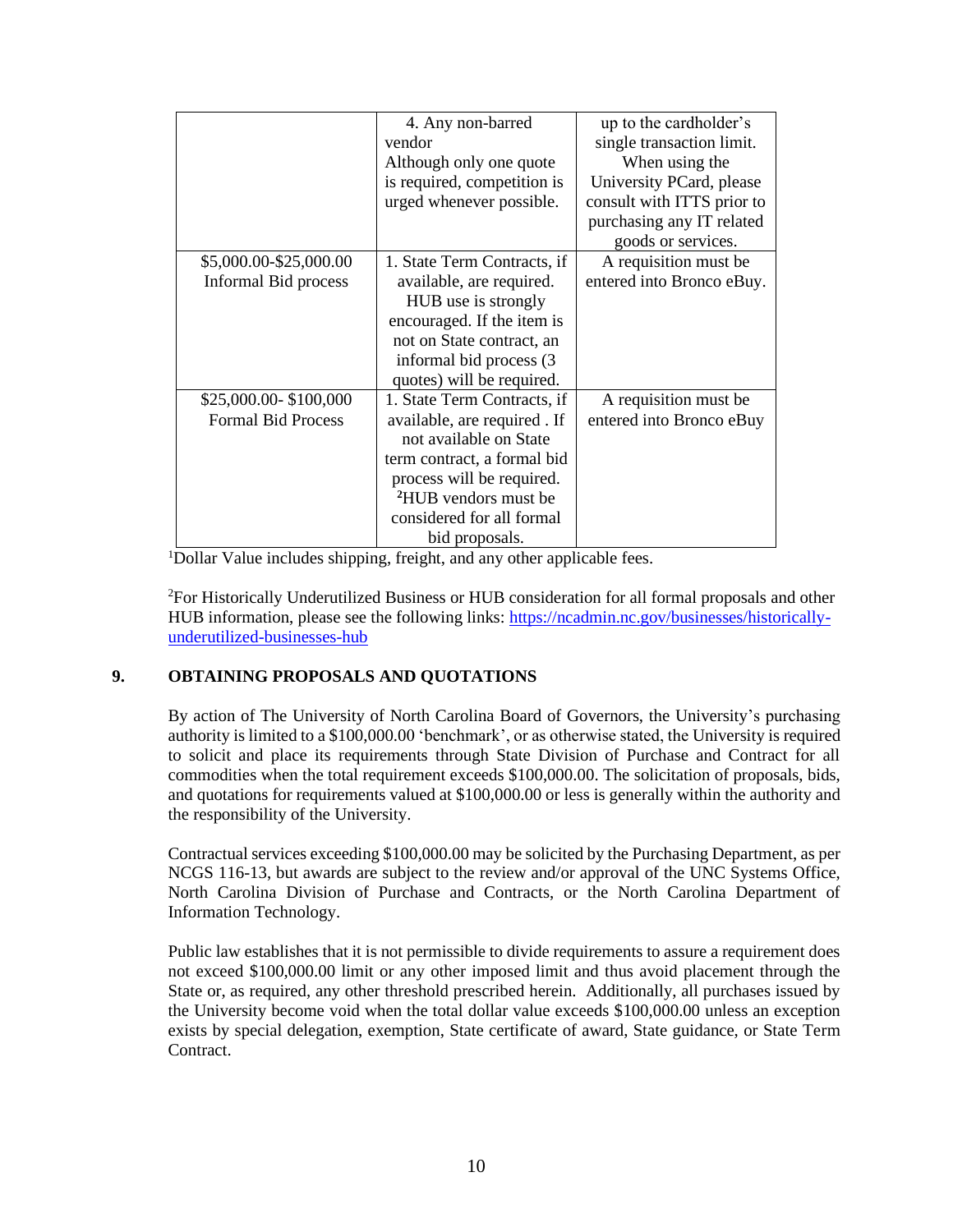| | | |
|---|---|---|
| | 4. Any non-barred vendor Although only one quote is required, competition is urged whenever possible. | up to the cardholder's single transaction limit. When using the University PCard, please consult with ITTS prior to purchasing any IT related goods or services. |
| $5,000.00-$25,000.00 Informal Bid process | 1. State Term Contracts, if available, are required. HUB use is strongly encouraged. If the item is not on State contract, an informal bid process (3 quotes) will be required. | A requisition must be entered into Bronco eBuy. |
| $25,000.00- $100,000 Formal Bid Process | 1. State Term Contracts, if available, are required . If not available on State term contract, a formal bid process will be required. [2]HUB vendors must be considered for all formal bid proposals. | A requisition must be entered into Bronco eBuy |

[1]Dollar Value includes shipping, freight, and any other applicable fees.

[2]For Historically Underutilized Business or HUB consideration for all formal proposals and other HUB information, please see the following links: https://ncadmin.nc.gov/businesses/historically-underutilized-businesses-hub

## 9. OBTAINING PROPOSALS AND QUOTATIONS

By action of The University of North Carolina Board of Governors, the University's purchasing authority is limited to a $100,000.00 'benchmark', or as otherwise stated, the University is required to solicit and place its requirements through State Division of Purchase and Contract for all commodities when the total requirement exceeds $100,000.00. The solicitation of proposals, bids, and quotations for requirements valued at $100,000.00 or less is generally within the authority and the responsibility of the University.

Contractual services exceeding $100,000.00 may be solicited by the Purchasing Department, as per NCGS 116-13, but awards are subject to the review and/or approval of the UNC Systems Office, North Carolina Division of Purchase and Contracts, or the North Carolina Department of Information Technology.

Public law establishes that it is not permissible to divide requirements to assure a requirement does not exceed $100,000.00 limit or any other imposed limit and thus avoid placement through the State or, as required, any other threshold prescribed herein. Additionally, all purchases issued by the University become void when the total dollar value exceeds $100,000.00 unless an exception exists by special delegation, exemption, State certificate of award, State guidance, or State Term Contract.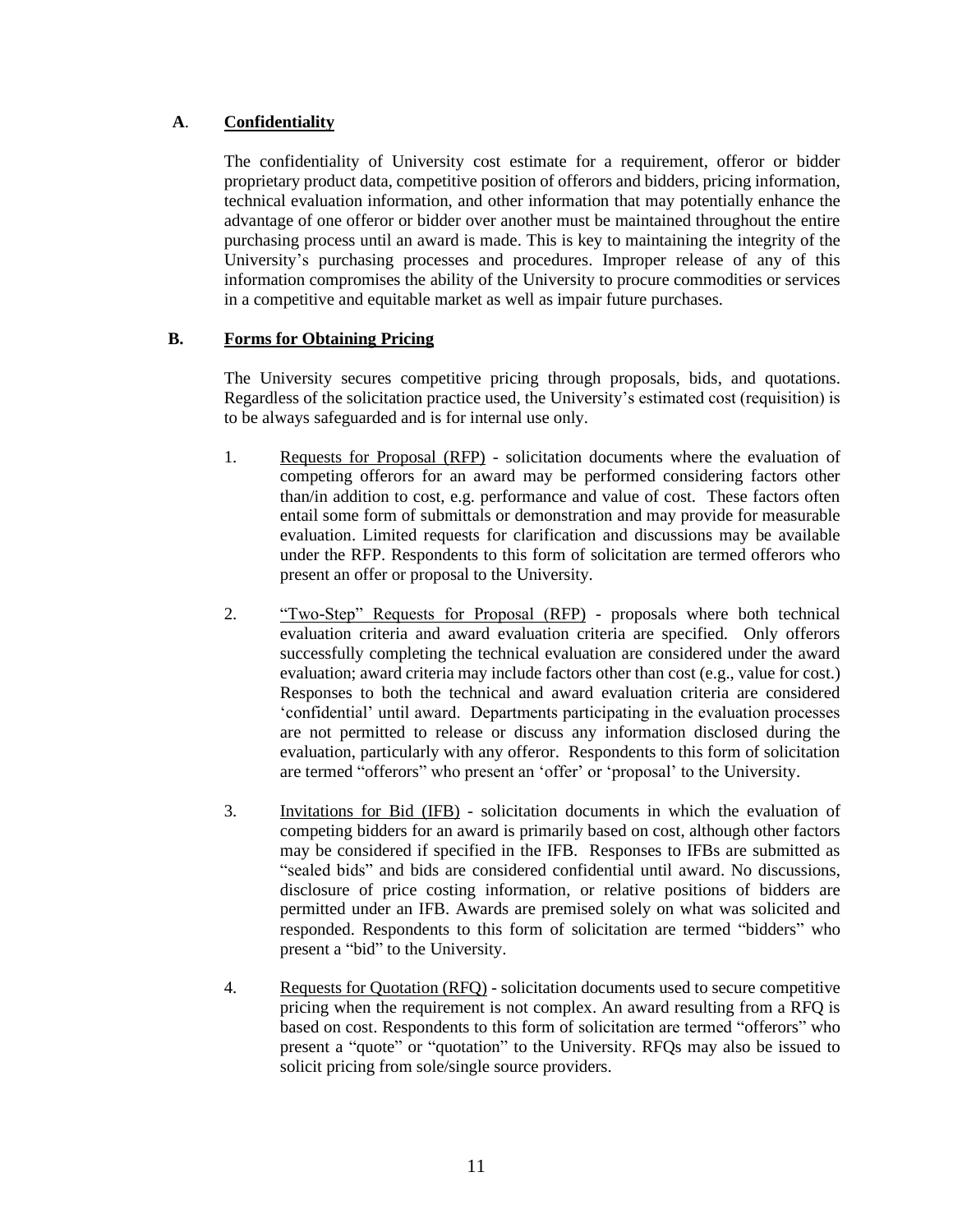## A. Confidentiality

The confidentiality of University cost estimate for a requirement, offeror or bidder proprietary product data, competitive position of offerors and bidders, pricing information, technical evaluation information, and other information that may potentially enhance the advantage of one offeror or bidder over another must be maintained throughout the entire purchasing process until an award is made. This is key to maintaining the integrity of the University's purchasing processes and procedures. Improper release of any of this information compromises the ability of the University to procure commodities or services in a competitive and equitable market as well as impair future purchases.

## B. Forms for Obtaining Pricing

The University secures competitive pricing through proposals, bids, and quotations. Regardless of the solicitation practice used, the University's estimated cost (requisition) is to be always safeguarded and is for internal use only.

1. Requests for Proposal (RFP) - solicitation documents where the evaluation of competing offerors for an award may be performed considering factors other than/in addition to cost, e.g. performance and value of cost. These factors often entail some form of submittals or demonstration and may provide for measurable evaluation. Limited requests for clarification and discussions may be available under the RFP. Respondents to this form of solicitation are termed offerors who present an offer or proposal to the University.

2. "Two-Step" Requests for Proposal (RFP) - proposals where both technical evaluation criteria and award evaluation criteria are specified. Only offerors successfully completing the technical evaluation are considered under the award evaluation; award criteria may include factors other than cost (e.g., value for cost.) Responses to both the technical and award evaluation criteria are considered 'confidential' until award. Departments participating in the evaluation processes are not permitted to release or discuss any information disclosed during the evaluation, particularly with any offeror. Respondents to this form of solicitation are termed "offerors" who present an 'offer' or 'proposal' to the University.

3. Invitations for Bid (IFB) - solicitation documents in which the evaluation of competing bidders for an award is primarily based on cost, although other factors may be considered if specified in the IFB. Responses to IFBs are submitted as "sealed bids" and bids are considered confidential until award. No discussions, disclosure of price costing information, or relative positions of bidders are permitted under an IFB. Awards are premised solely on what was solicited and responded. Respondents to this form of solicitation are termed "bidders" who present a "bid" to the University.

4. Requests for Quotation (RFQ) - solicitation documents used to secure competitive pricing when the requirement is not complex. An award resulting from a RFQ is based on cost. Respondents to this form of solicitation are termed "offerors" who present a "quote" or "quotation" to the University. RFQs may also be issued to solicit pricing from sole/single source providers.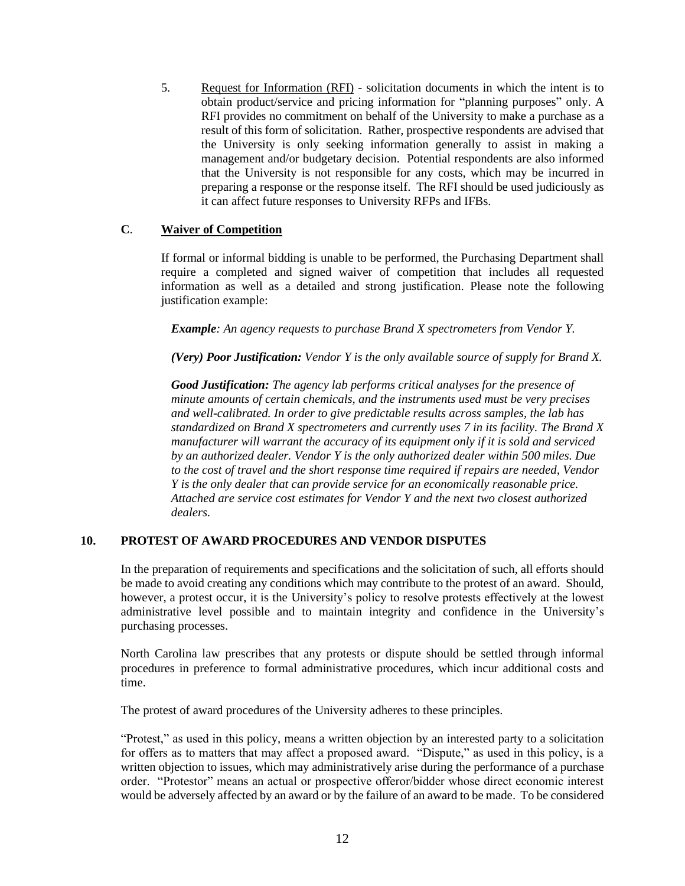5. <u>Request for Information (RFI)</u> - solicitation documents in which the intent is to obtain product/service and pricing information for "planning purposes" only. A RFI provides no commitment on behalf of the University to make a purchase as a result of this form of solicitation. Rather, prospective respondents are advised that the University is only seeking information generally to assist in making a management and/or budgetary decision. Potential respondents are also informed that the University is not responsible for any costs, which may be incurred in preparing a response or the response itself. The RFI should be used judiciously as it can affect future responses to University RFPs and IFBs.

### C. Waiver of Competition

If formal or informal bidding is unable to be performed, the Purchasing Department shall require a completed and signed waiver of competition that includes all requested information as well as a detailed and strong justification. Please note the following justification example:

***Example****: An agency requests to purchase Brand X spectrometers from Vendor Y.*

***(Very) Poor Justification:*** *Vendor Y is the only available source of supply for Brand X.*

***Good Justification:*** *The agency lab performs critical analyses for the presence of minute amounts of certain chemicals, and the instruments used must be very precises and well-calibrated. In order to give predictable results across samples, the lab has standardized on Brand X spectrometers and currently uses 7 in its facility. The Brand X manufacturer will warrant the accuracy of its equipment only if it is sold and serviced by an authorized dealer. Vendor Y is the only authorized dealer within 500 miles. Due to the cost of travel and the short response time required if repairs are needed, Vendor Y is the only dealer that can provide service for an economically reasonable price. Attached are service cost estimates for Vendor Y and the next two closest authorized dealers.*

## 10. PROTEST OF AWARD PROCEDURES AND VENDOR DISPUTES

In the preparation of requirements and specifications and the solicitation of such, all efforts should be made to avoid creating any conditions which may contribute to the protest of an award. Should, however, a protest occur, it is the University's policy to resolve protests effectively at the lowest administrative level possible and to maintain integrity and confidence in the University's purchasing processes.

North Carolina law prescribes that any protests or dispute should be settled through informal procedures in preference to formal administrative procedures, which incur additional costs and time.

The protest of award procedures of the University adheres to these principles.

"Protest," as used in this policy, means a written objection by an interested party to a solicitation for offers as to matters that may affect a proposed award. "Dispute," as used in this policy, is a written objection to issues, which may administratively arise during the performance of a purchase order. "Protestor" means an actual or prospective offeror/bidder whose direct economic interest would be adversely affected by an award or by the failure of an award to be made. To be considered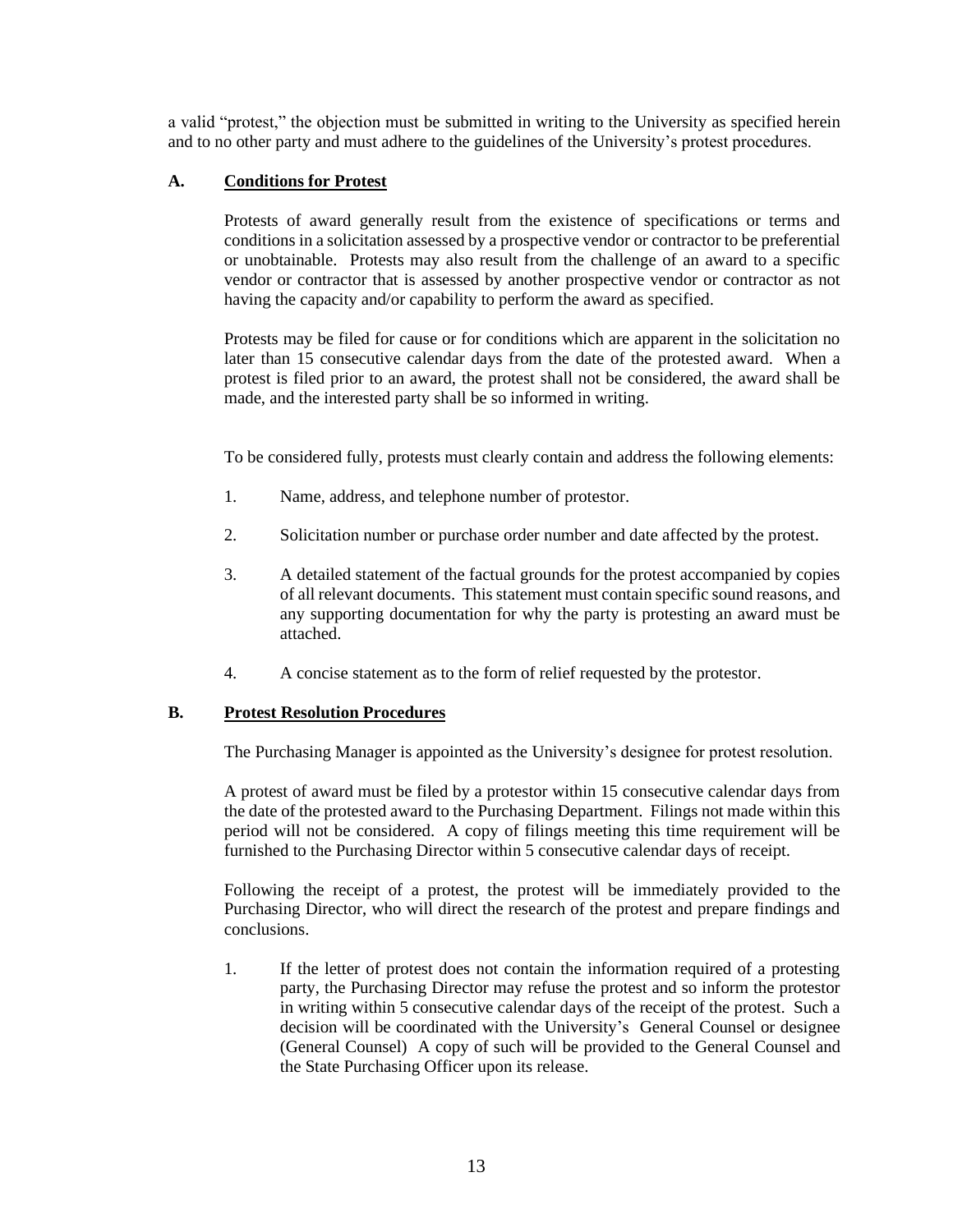a valid "protest," the objection must be submitted in writing to the University as specified herein and to no other party and must adhere to the guidelines of the University's protest procedures.

### A. Conditions for Protest

Protests of award generally result from the existence of specifications or terms and conditions in a solicitation assessed by a prospective vendor or contractor to be preferential or unobtainable. Protests may also result from the challenge of an award to a specific vendor or contractor that is assessed by another prospective vendor or contractor as not having the capacity and/or capability to perform the award as specified.

Protests may be filed for cause or for conditions which are apparent in the solicitation no later than 15 consecutive calendar days from the date of the protested award. When a protest is filed prior to an award, the protest shall not be considered, the award shall be made, and the interested party shall be so informed in writing.

To be considered fully, protests must clearly contain and address the following elements:

1. Name, address, and telephone number of protestor.
2. Solicitation number or purchase order number and date affected by the protest.
3. A detailed statement of the factual grounds for the protest accompanied by copies of all relevant documents. This statement must contain specific sound reasons, and any supporting documentation for why the party is protesting an award must be attached.
4. A concise statement as to the form of relief requested by the protestor.

### B. Protest Resolution Procedures

The Purchasing Manager is appointed as the University's designee for protest resolution.

A protest of award must be filed by a protestor within 15 consecutive calendar days from the date of the protested award to the Purchasing Department. Filings not made within this period will not be considered. A copy of filings meeting this time requirement will be furnished to the Purchasing Director within 5 consecutive calendar days of receipt.

Following the receipt of a protest, the protest will be immediately provided to the Purchasing Director, who will direct the research of the protest and prepare findings and conclusions.

1. If the letter of protest does not contain the information required of a protesting party, the Purchasing Director may refuse the protest and so inform the protestor in writing within 5 consecutive calendar days of the receipt of the protest. Such a decision will be coordinated with the University's General Counsel or designee (General Counsel) A copy of such will be provided to the General Counsel and the State Purchasing Officer upon its release.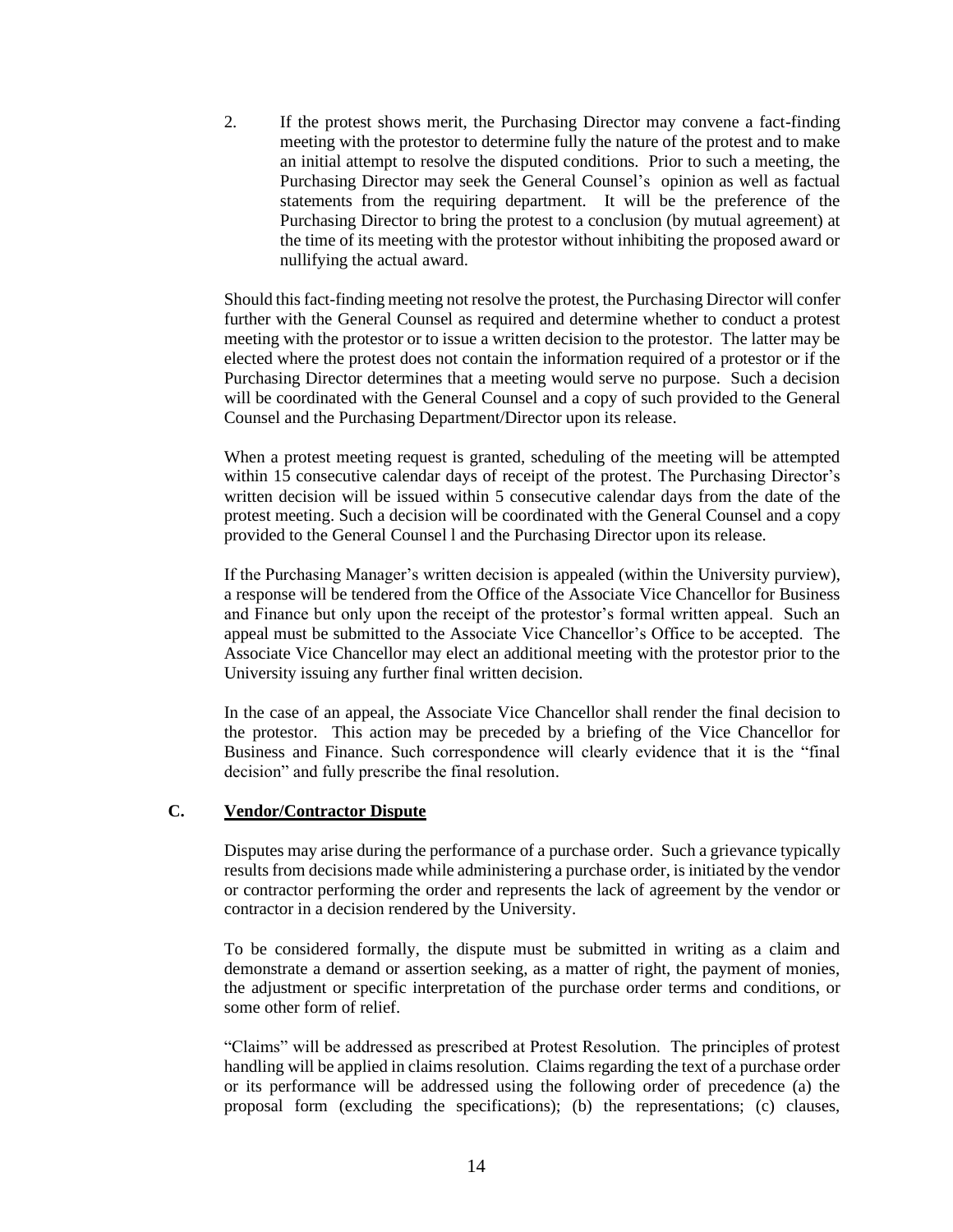2. If the protest shows merit, the Purchasing Director may convene a fact-finding meeting with the protestor to determine fully the nature of the protest and to make an initial attempt to resolve the disputed conditions. Prior to such a meeting, the Purchasing Director may seek the General Counsel's opinion as well as factual statements from the requiring department. It will be the preference of the Purchasing Director to bring the protest to a conclusion (by mutual agreement) at the time of its meeting with the protestor without inhibiting the proposed award or nullifying the actual award.

Should this fact-finding meeting not resolve the protest, the Purchasing Director will confer further with the General Counsel as required and determine whether to conduct a protest meeting with the protestor or to issue a written decision to the protestor. The latter may be elected where the protest does not contain the information required of a protestor or if the Purchasing Director determines that a meeting would serve no purpose. Such a decision will be coordinated with the General Counsel and a copy of such provided to the General Counsel and the Purchasing Department/Director upon its release.

When a protest meeting request is granted, scheduling of the meeting will be attempted within 15 consecutive calendar days of receipt of the protest. The Purchasing Director's written decision will be issued within 5 consecutive calendar days from the date of the protest meeting. Such a decision will be coordinated with the General Counsel and a copy provided to the General Counsel l and the Purchasing Director upon its release.

If the Purchasing Manager's written decision is appealed (within the University purview), a response will be tendered from the Office of the Associate Vice Chancellor for Business and Finance but only upon the receipt of the protestor's formal written appeal. Such an appeal must be submitted to the Associate Vice Chancellor's Office to be accepted. The Associate Vice Chancellor may elect an additional meeting with the protestor prior to the University issuing any further final written decision.

In the case of an appeal, the Associate Vice Chancellor shall render the final decision to the protestor. This action may be preceded by a briefing of the Vice Chancellor for Business and Finance. Such correspondence will clearly evidence that it is the "final decision" and fully prescribe the final resolution.

### C. Vendor/Contractor Dispute

Disputes may arise during the performance of a purchase order. Such a grievance typically results from decisions made while administering a purchase order, is initiated by the vendor or contractor performing the order and represents the lack of agreement by the vendor or contractor in a decision rendered by the University.

To be considered formally, the dispute must be submitted in writing as a claim and demonstrate a demand or assertion seeking, as a matter of right, the payment of monies, the adjustment or specific interpretation of the purchase order terms and conditions, or some other form of relief.

"Claims" will be addressed as prescribed at Protest Resolution. The principles of protest handling will be applied in claims resolution. Claims regarding the text of a purchase order or its performance will be addressed using the following order of precedence (a) the proposal form (excluding the specifications); (b) the representations; (c) clauses,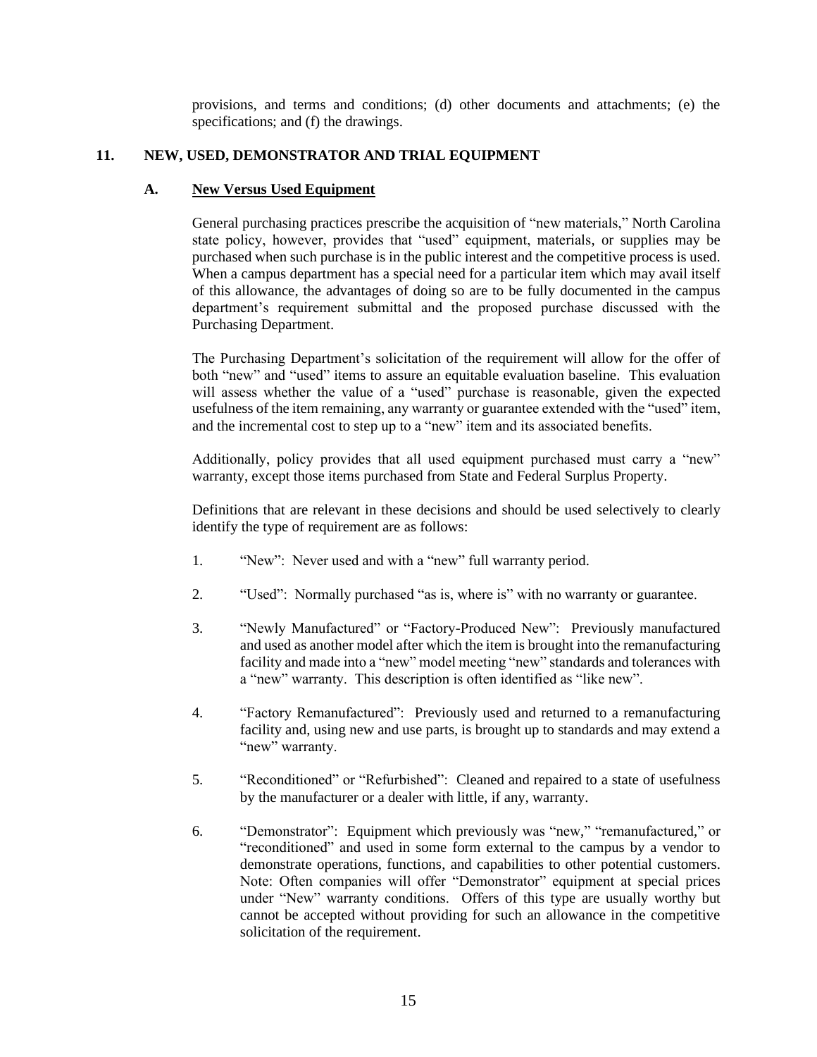provisions, and terms and conditions; (d) other documents and attachments; (e) the specifications; and (f) the drawings.

## 11. NEW, USED, DEMONSTRATOR AND TRIAL EQUIPMENT

### A. <u>New Versus Used Equipment</u>

General purchasing practices prescribe the acquisition of "new materials," North Carolina state policy, however, provides that "used" equipment, materials, or supplies may be purchased when such purchase is in the public interest and the competitive process is used. When a campus department has a special need for a particular item which may avail itself of this allowance, the advantages of doing so are to be fully documented in the campus department's requirement submittal and the proposed purchase discussed with the Purchasing Department.

The Purchasing Department's solicitation of the requirement will allow for the offer of both "new" and "used" items to assure an equitable evaluation baseline. This evaluation will assess whether the value of a "used" purchase is reasonable, given the expected usefulness of the item remaining, any warranty or guarantee extended with the "used" item, and the incremental cost to step up to a "new" item and its associated benefits.

Additionally, policy provides that all used equipment purchased must carry a "new" warranty, except those items purchased from State and Federal Surplus Property.

Definitions that are relevant in these decisions and should be used selectively to clearly identify the type of requirement are as follows:

1. "New": Never used and with a "new" full warranty period.

2. "Used": Normally purchased "as is, where is" with no warranty or guarantee.

3. "Newly Manufactured" or "Factory-Produced New": Previously manufactured and used as another model after which the item is brought into the remanufacturing facility and made into a "new" model meeting "new" standards and tolerances with a "new" warranty. This description is often identified as "like new".

4. "Factory Remanufactured": Previously used and returned to a remanufacturing facility and, using new and use parts, is brought up to standards and may extend a "new" warranty.

5. "Reconditioned" or "Refurbished": Cleaned and repaired to a state of usefulness by the manufacturer or a dealer with little, if any, warranty.

6. "Demonstrator": Equipment which previously was "new," "remanufactured," or "reconditioned" and used in some form external to the campus by a vendor to demonstrate operations, functions, and capabilities to other potential customers. Note: Often companies will offer "Demonstrator" equipment at special prices under "New" warranty conditions. Offers of this type are usually worthy but cannot be accepted without providing for such an allowance in the competitive solicitation of the requirement.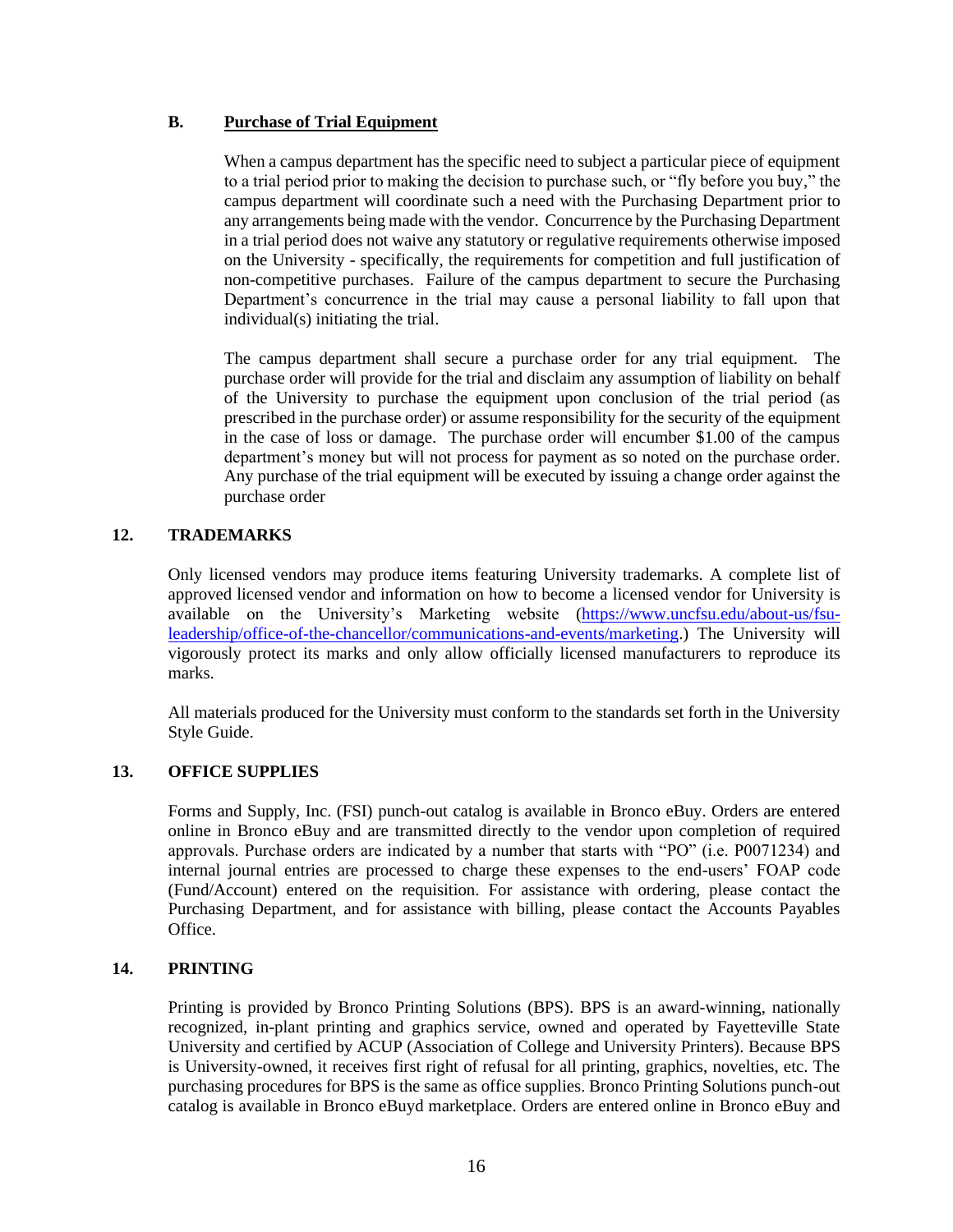### B. Purchase of Trial Equipment

When a campus department has the specific need to subject a particular piece of equipment to a trial period prior to making the decision to purchase such, or "fly before you buy," the campus department will coordinate such a need with the Purchasing Department prior to any arrangements being made with the vendor. Concurrence by the Purchasing Department in a trial period does not waive any statutory or regulative requirements otherwise imposed on the University - specifically, the requirements for competition and full justification of non-competitive purchases. Failure of the campus department to secure the Purchasing Department's concurrence in the trial may cause a personal liability to fall upon that individual(s) initiating the trial.

The campus department shall secure a purchase order for any trial equipment. The purchase order will provide for the trial and disclaim any assumption of liability on behalf of the University to purchase the equipment upon conclusion of the trial period (as prescribed in the purchase order) or assume responsibility for the security of the equipment in the case of loss or damage. The purchase order will encumber $1.00 of the campus department's money but will not process for payment as so noted on the purchase order. Any purchase of the trial equipment will be executed by issuing a change order against the purchase order

## 12. TRADEMARKS

Only licensed vendors may produce items featuring University trademarks. A complete list of approved licensed vendor and information on how to become a licensed vendor for University is available on the University's Marketing website (https://www.uncfsu.edu/about-us/fsu-leadership/office-of-the-chancellor/communications-and-events/marketing.) The University will vigorously protect its marks and only allow officially licensed manufacturers to reproduce its marks.

All materials produced for the University must conform to the standards set forth in the University Style Guide.

## 13. OFFICE SUPPLIES

Forms and Supply, Inc. (FSI) punch-out catalog is available in Bronco eBuy. Orders are entered online in Bronco eBuy and are transmitted directly to the vendor upon completion of required approvals. Purchase orders are indicated by a number that starts with "PO" (i.e. P0071234) and internal journal entries are processed to charge these expenses to the end-users' FOAP code (Fund/Account) entered on the requisition. For assistance with ordering, please contact the Purchasing Department, and for assistance with billing, please contact the Accounts Payables Office.

## 14. PRINTING

Printing is provided by Bronco Printing Solutions (BPS). BPS is an award-winning, nationally recognized, in-plant printing and graphics service, owned and operated by Fayetteville State University and certified by ACUP (Association of College and University Printers). Because BPS is University-owned, it receives first right of refusal for all printing, graphics, novelties, etc. The purchasing procedures for BPS is the same as office supplies. Bronco Printing Solutions punch-out catalog is available in Bronco eBuyd marketplace. Orders are entered online in Bronco eBuy and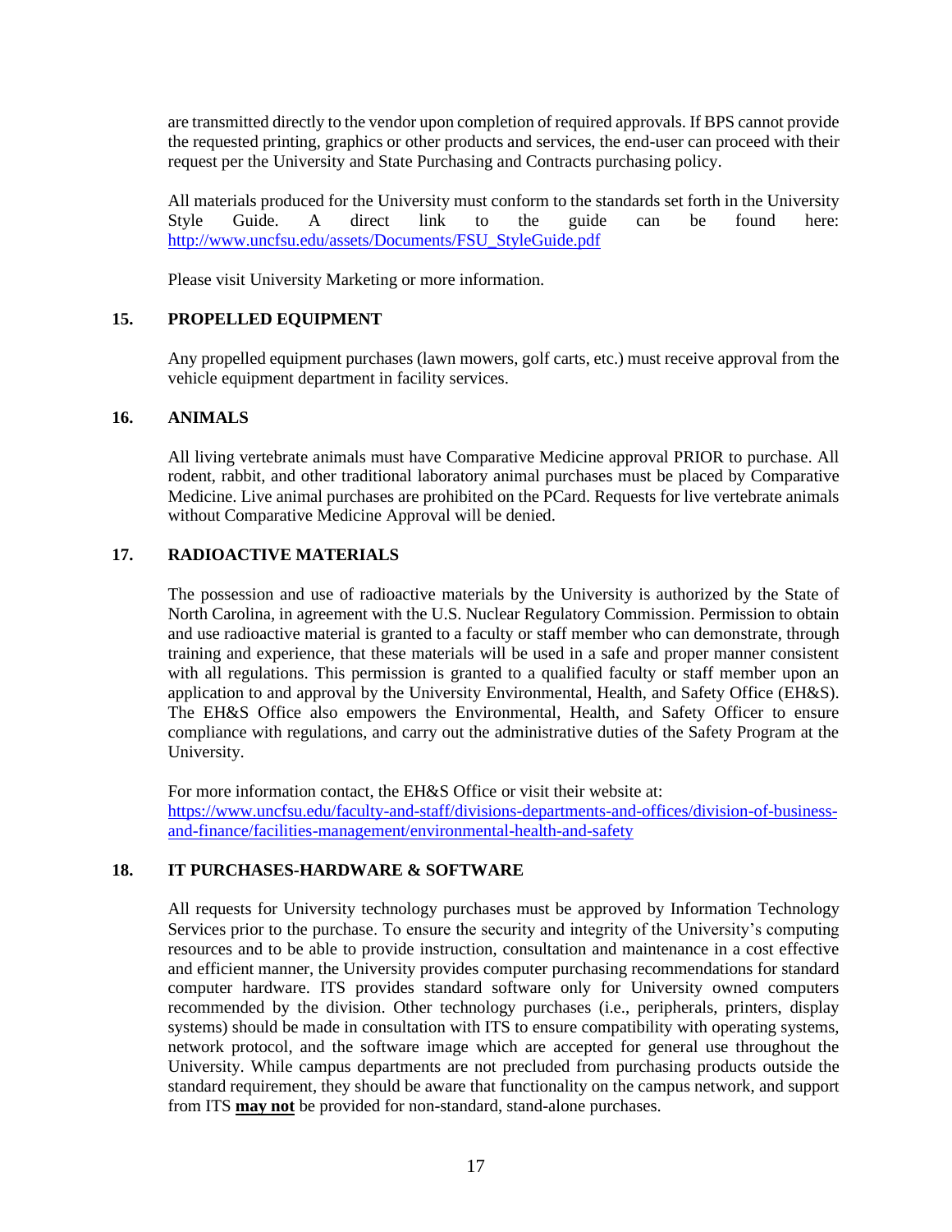are transmitted directly to the vendor upon completion of required approvals. If BPS cannot provide the requested printing, graphics or other products and services, the end-user can proceed with their request per the University and State Purchasing and Contracts purchasing policy.

All materials produced for the University must conform to the standards set forth in the University Style Guide. A direct link to the guide can be found here: [http://www.uncfsu.edu/assets/Documents/FSU_StyleGuide.pdf](http://www.uncfsu.edu/assets/Documents/FSU_StyleGuide.pdf)

Please visit University Marketing or more information.

## 15. PROPELLED EQUIPMENT

Any propelled equipment purchases (lawn mowers, golf carts, etc.) must receive approval from the vehicle equipment department in facility services.

## 16. ANIMALS

All living vertebrate animals must have Comparative Medicine approval PRIOR to purchase. All rodent, rabbit, and other traditional laboratory animal purchases must be placed by Comparative Medicine. Live animal purchases are prohibited on the PCard. Requests for live vertebrate animals without Comparative Medicine Approval will be denied.

## 17. RADIOACTIVE MATERIALS

The possession and use of radioactive materials by the University is authorized by the State of North Carolina, in agreement with the U.S. Nuclear Regulatory Commission. Permission to obtain and use radioactive material is granted to a faculty or staff member who can demonstrate, through training and experience, that these materials will be used in a safe and proper manner consistent with all regulations. This permission is granted to a qualified faculty or staff member upon an application to and approval by the University Environmental, Health, and Safety Office (EH&S). The EH&S Office also empowers the Environmental, Health, and Safety Officer to ensure compliance with regulations, and carry out the administrative duties of the Safety Program at the University.

For more information contact, the EH&S Office or visit their website at: [https://www.uncfsu.edu/faculty-and-staff/divisions-departments-and-offices/division-of-business-and-finance/facilities-management/environmental-health-and-safety](https://www.uncfsu.edu/faculty-and-staff/divisions-departments-and-offices/division-of-business-and-finance/facilities-management/environmental-health-and-safety)

## 18. IT PURCHASES-HARDWARE & SOFTWARE

All requests for University technology purchases must be approved by Information Technology Services prior to the purchase. To ensure the security and integrity of the University's computing resources and to be able to provide instruction, consultation and maintenance in a cost effective and efficient manner, the University provides computer purchasing recommendations for standard computer hardware. ITS provides standard software only for University owned computers recommended by the division. Other technology purchases (i.e., peripherals, printers, display systems) should be made in consultation with ITS to ensure compatibility with operating systems, network protocol, and the software image which are accepted for general use throughout the University. While campus departments are not precluded from purchasing products outside the standard requirement, they should be aware that functionality on the campus network, and support from ITS **may not** be provided for non-standard, stand-alone purchases.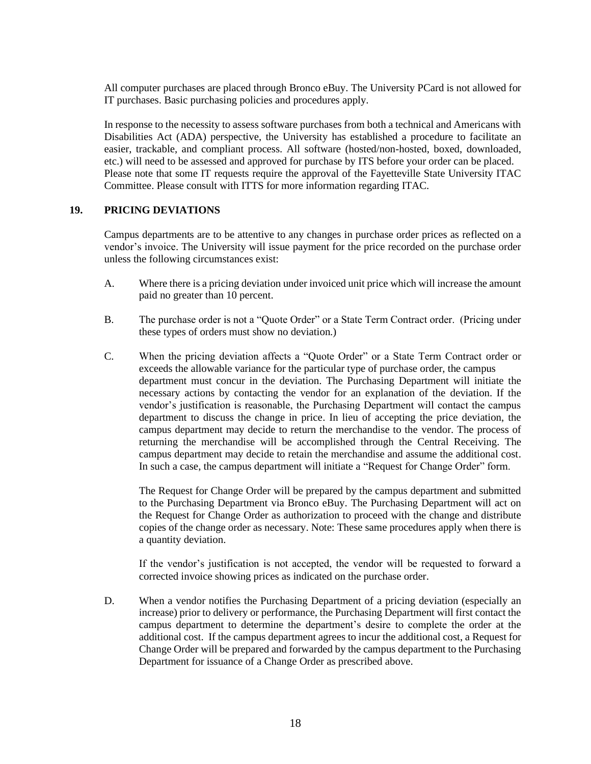All computer purchases are placed through Bronco eBuy. The University PCard is not allowed for IT purchases. Basic purchasing policies and procedures apply.

In response to the necessity to assess software purchases from both a technical and Americans with Disabilities Act (ADA) perspective, the University has established a procedure to facilitate an easier, trackable, and compliant process. All software (hosted/non-hosted, boxed, downloaded, etc.) will need to be assessed and approved for purchase by ITS before your order can be placed. Please note that some IT requests require the approval of the Fayetteville State University ITAC Committee. Please consult with ITTS for more information regarding ITAC.

## 19. PRICING DEVIATIONS

Campus departments are to be attentive to any changes in purchase order prices as reflected on a vendor's invoice. The University will issue payment for the price recorded on the purchase order unless the following circumstances exist:

A. Where there is a pricing deviation under invoiced unit price which will increase the amount paid no greater than 10 percent.

B. The purchase order is not a "Quote Order" or a State Term Contract order. (Pricing under these types of orders must show no deviation.)

C. When the pricing deviation affects a "Quote Order" or a State Term Contract order or exceeds the allowable variance for the particular type of purchase order, the campus department must concur in the deviation. The Purchasing Department will initiate the necessary actions by contacting the vendor for an explanation of the deviation. If the vendor's justification is reasonable, the Purchasing Department will contact the campus department to discuss the change in price. In lieu of accepting the price deviation, the campus department may decide to return the merchandise to the vendor. The process of returning the merchandise will be accomplished through the Central Receiving. The campus department may decide to retain the merchandise and assume the additional cost. In such a case, the campus department will initiate a "Request for Change Order" form.

   The Request for Change Order will be prepared by the campus department and submitted to the Purchasing Department via Bronco eBuy. The Purchasing Department will act on the Request for Change Order as authorization to proceed with the change and distribute copies of the change order as necessary. Note: These same procedures apply when there is a quantity deviation.

   If the vendor's justification is not accepted, the vendor will be requested to forward a corrected invoice showing prices as indicated on the purchase order.

D. When a vendor notifies the Purchasing Department of a pricing deviation (especially an increase) prior to delivery or performance, the Purchasing Department will first contact the campus department to determine the department's desire to complete the order at the additional cost. If the campus department agrees to incur the additional cost, a Request for Change Order will be prepared and forwarded by the campus department to the Purchasing Department for issuance of a Change Order as prescribed above.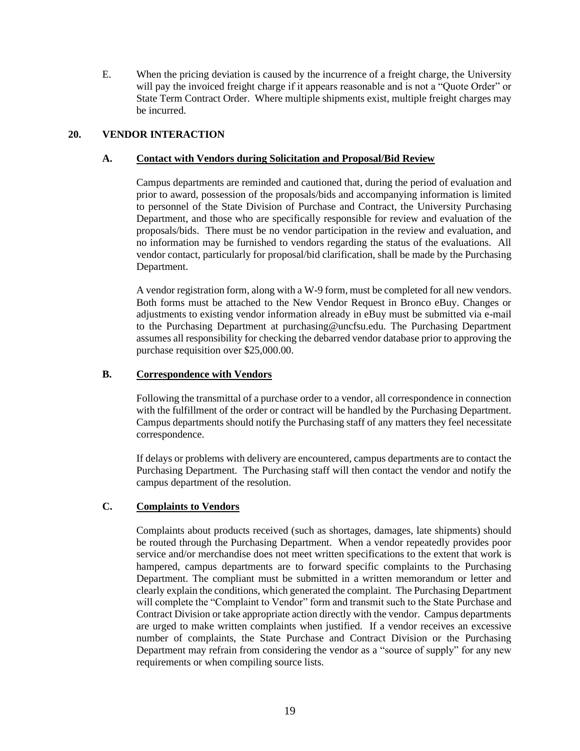E. When the pricing deviation is caused by the incurrence of a freight charge, the University will pay the invoiced freight charge if it appears reasonable and is not a "Quote Order" or State Term Contract Order. Where multiple shipments exist, multiple freight charges may be incurred.

## 20. VENDOR INTERACTION

### A. Contact with Vendors during Solicitation and Proposal/Bid Review

Campus departments are reminded and cautioned that, during the period of evaluation and prior to award, possession of the proposals/bids and accompanying information is limited to personnel of the State Division of Purchase and Contract, the University Purchasing Department, and those who are specifically responsible for review and evaluation of the proposals/bids. There must be no vendor participation in the review and evaluation, and no information may be furnished to vendors regarding the status of the evaluations. All vendor contact, particularly for proposal/bid clarification, shall be made by the Purchasing Department.

A vendor registration form, along with a W-9 form, must be completed for all new vendors. Both forms must be attached to the New Vendor Request in Bronco eBuy. Changes or adjustments to existing vendor information already in eBuy must be submitted via e-mail to the Purchasing Department at purchasing@uncfsu.edu. The Purchasing Department assumes all responsibility for checking the debarred vendor database prior to approving the purchase requisition over $25,000.00.

### B. Correspondence with Vendors

Following the transmittal of a purchase order to a vendor, all correspondence in connection with the fulfillment of the order or contract will be handled by the Purchasing Department. Campus departments should notify the Purchasing staff of any matters they feel necessitate correspondence.

If delays or problems with delivery are encountered, campus departments are to contact the Purchasing Department. The Purchasing staff will then contact the vendor and notify the campus department of the resolution.

### C. Complaints to Vendors

Complaints about products received (such as shortages, damages, late shipments) should be routed through the Purchasing Department. When a vendor repeatedly provides poor service and/or merchandise does not meet written specifications to the extent that work is hampered, campus departments are to forward specific complaints to the Purchasing Department. The compliant must be submitted in a written memorandum or letter and clearly explain the conditions, which generated the complaint. The Purchasing Department will complete the "Complaint to Vendor" form and transmit such to the State Purchase and Contract Division or take appropriate action directly with the vendor. Campus departments are urged to make written complaints when justified. If a vendor receives an excessive number of complaints, the State Purchase and Contract Division or the Purchasing Department may refrain from considering the vendor as a "source of supply" for any new requirements or when compiling source lists.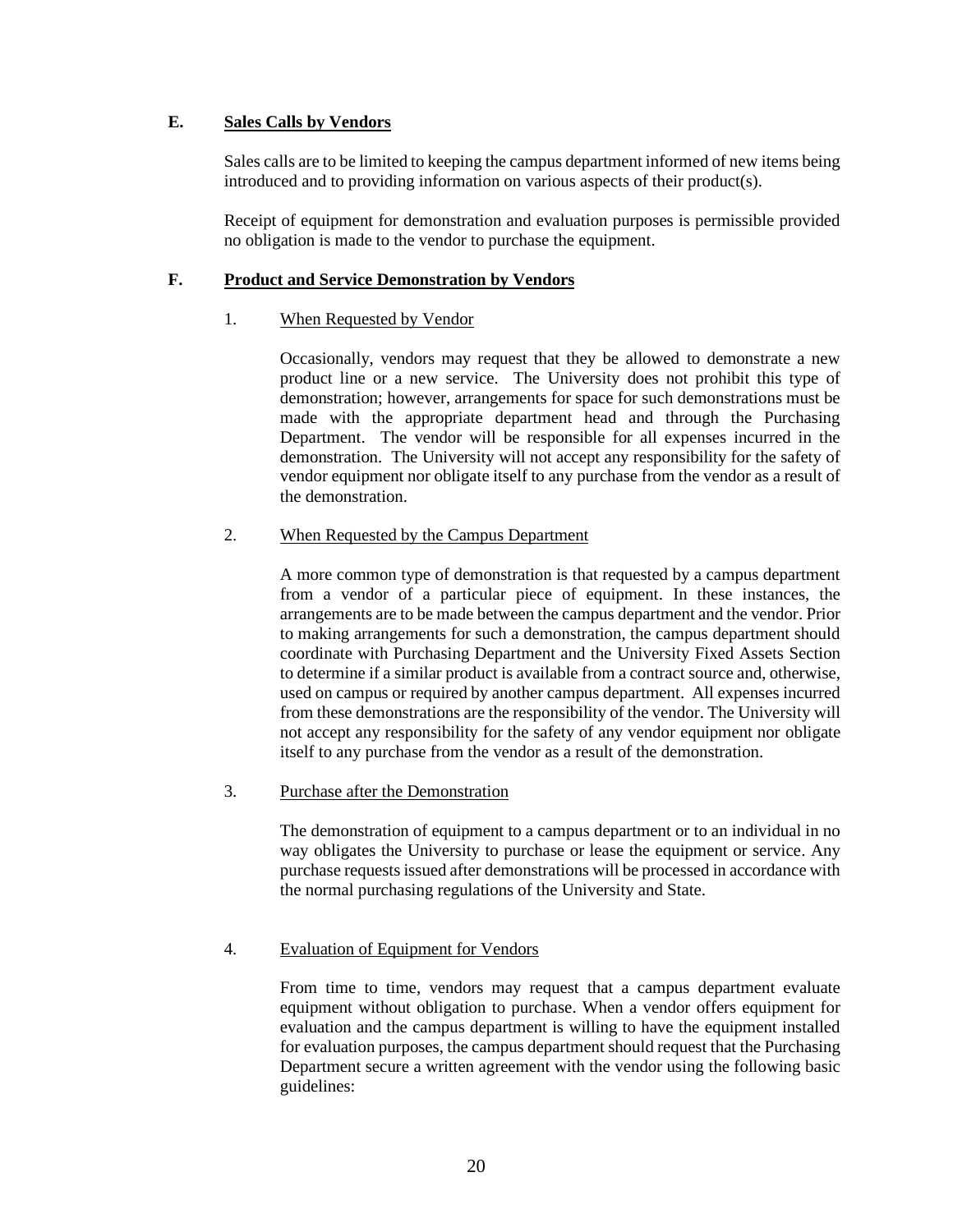## E. Sales Calls by Vendors

Sales calls are to be limited to keeping the campus department informed of new items being introduced and to providing information on various aspects of their product(s).

Receipt of equipment for demonstration and evaluation purposes is permissible provided no obligation is made to the vendor to purchase the equipment.

## F. Product and Service Demonstration by Vendors

### 1. When Requested by Vendor

Occasionally, vendors may request that they be allowed to demonstrate a new product line or a new service. The University does not prohibit this type of demonstration; however, arrangements for space for such demonstrations must be made with the appropriate department head and through the Purchasing Department. The vendor will be responsible for all expenses incurred in the demonstration. The University will not accept any responsibility for the safety of vendor equipment nor obligate itself to any purchase from the vendor as a result of the demonstration.

### 2. When Requested by the Campus Department

A more common type of demonstration is that requested by a campus department from a vendor of a particular piece of equipment. In these instances, the arrangements are to be made between the campus department and the vendor. Prior to making arrangements for such a demonstration, the campus department should coordinate with Purchasing Department and the University Fixed Assets Section to determine if a similar product is available from a contract source and, otherwise, used on campus or required by another campus department. All expenses incurred from these demonstrations are the responsibility of the vendor. The University will not accept any responsibility for the safety of any vendor equipment nor obligate itself to any purchase from the vendor as a result of the demonstration.

### 3. Purchase after the Demonstration

The demonstration of equipment to a campus department or to an individual in no way obligates the University to purchase or lease the equipment or service. Any purchase requests issued after demonstrations will be processed in accordance with the normal purchasing regulations of the University and State.

### 4. Evaluation of Equipment for Vendors

From time to time, vendors may request that a campus department evaluate equipment without obligation to purchase. When a vendor offers equipment for evaluation and the campus department is willing to have the equipment installed for evaluation purposes, the campus department should request that the Purchasing Department secure a written agreement with the vendor using the following basic guidelines: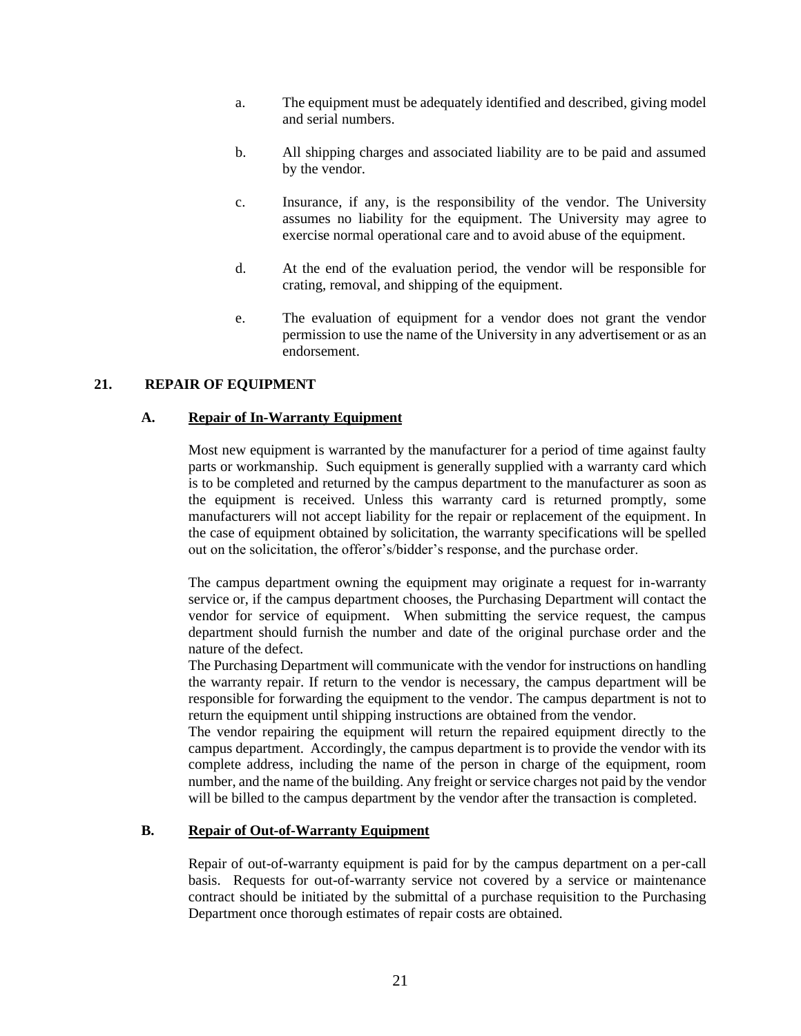a. The equipment must be adequately identified and described, giving model and serial numbers.

b. All shipping charges and associated liability are to be paid and assumed by the vendor.

c. Insurance, if any, is the responsibility of the vendor. The University assumes no liability for the equipment. The University may agree to exercise normal operational care and to avoid abuse of the equipment.

d. At the end of the evaluation period, the vendor will be responsible for crating, removal, and shipping of the equipment.

e. The evaluation of equipment for a vendor does not grant the vendor permission to use the name of the University in any advertisement or as an endorsement.

## 21. REPAIR OF EQUIPMENT

### A. Repair of In-Warranty Equipment

Most new equipment is warranted by the manufacturer for a period of time against faulty parts or workmanship. Such equipment is generally supplied with a warranty card which is to be completed and returned by the campus department to the manufacturer as soon as the equipment is received. Unless this warranty card is returned promptly, some manufacturers will not accept liability for the repair or replacement of the equipment. In the case of equipment obtained by solicitation, the warranty specifications will be spelled out on the solicitation, the offeror's/bidder's response, and the purchase order.

The campus department owning the equipment may originate a request for in-warranty service or, if the campus department chooses, the Purchasing Department will contact the vendor for service of equipment. When submitting the service request, the campus department should furnish the number and date of the original purchase order and the nature of the defect.

The Purchasing Department will communicate with the vendor for instructions on handling the warranty repair. If return to the vendor is necessary, the campus department will be responsible for forwarding the equipment to the vendor. The campus department is not to return the equipment until shipping instructions are obtained from the vendor.

The vendor repairing the equipment will return the repaired equipment directly to the campus department. Accordingly, the campus department is to provide the vendor with its complete address, including the name of the person in charge of the equipment, room number, and the name of the building. Any freight or service charges not paid by the vendor will be billed to the campus department by the vendor after the transaction is completed.

### B. Repair of Out-of-Warranty Equipment

Repair of out-of-warranty equipment is paid for by the campus department on a per-call basis. Requests for out-of-warranty service not covered by a service or maintenance contract should be initiated by the submittal of a purchase requisition to the Purchasing Department once thorough estimates of repair costs are obtained.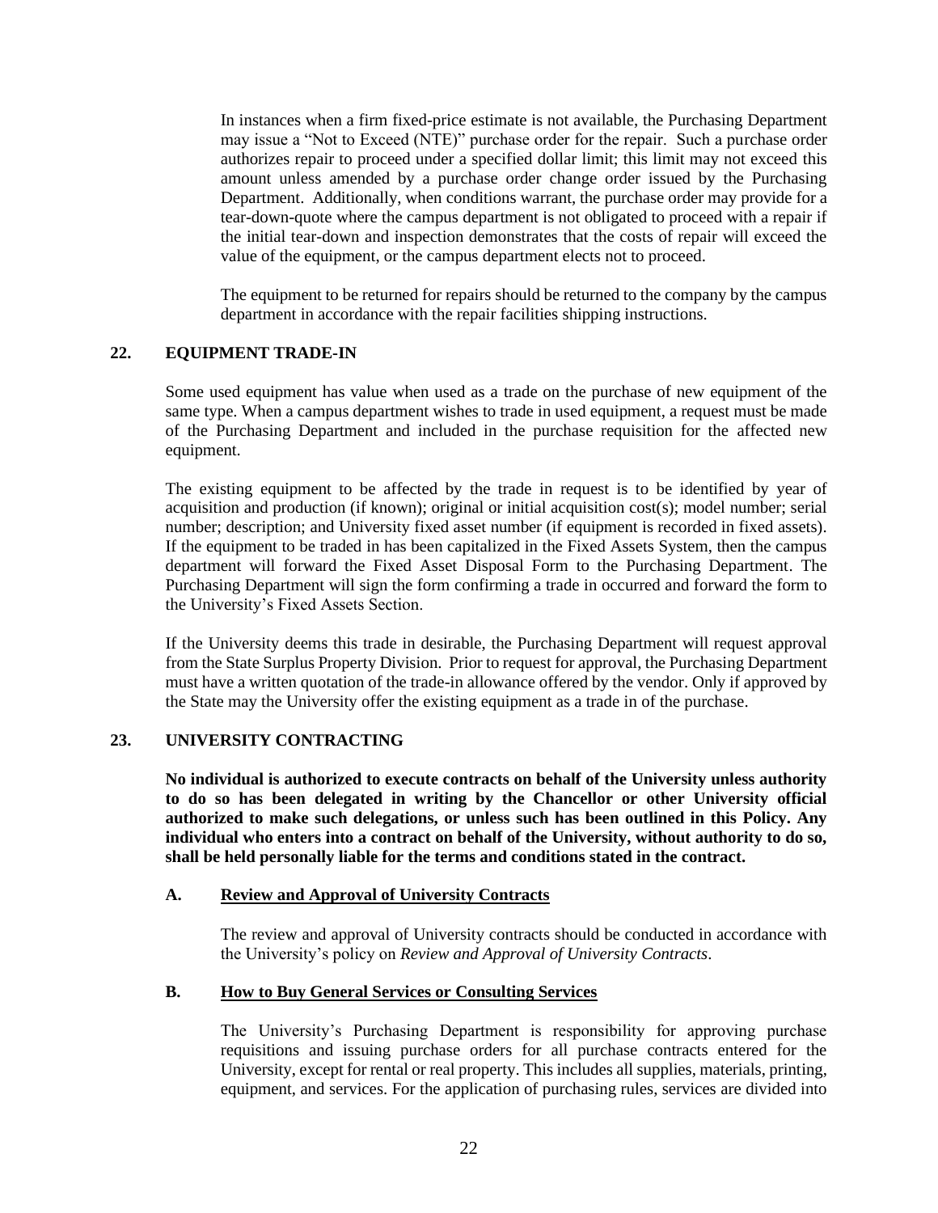In instances when a firm fixed-price estimate is not available, the Purchasing Department may issue a "Not to Exceed (NTE)" purchase order for the repair. Such a purchase order authorizes repair to proceed under a specified dollar limit; this limit may not exceed this amount unless amended by a purchase order change order issued by the Purchasing Department. Additionally, when conditions warrant, the purchase order may provide for a tear-down-quote where the campus department is not obligated to proceed with a repair if the initial tear-down and inspection demonstrates that the costs of repair will exceed the value of the equipment, or the campus department elects not to proceed.

The equipment to be returned for repairs should be returned to the company by the campus department in accordance with the repair facilities shipping instructions.

## 22. EQUIPMENT TRADE-IN

Some used equipment has value when used as a trade on the purchase of new equipment of the same type. When a campus department wishes to trade in used equipment, a request must be made of the Purchasing Department and included in the purchase requisition for the affected new equipment.

The existing equipment to be affected by the trade in request is to be identified by year of acquisition and production (if known); original or initial acquisition cost(s); model number; serial number; description; and University fixed asset number (if equipment is recorded in fixed assets). If the equipment to be traded in has been capitalized in the Fixed Assets System, then the campus department will forward the Fixed Asset Disposal Form to the Purchasing Department. The Purchasing Department will sign the form confirming a trade in occurred and forward the form to the University's Fixed Assets Section.

If the University deems this trade in desirable, the Purchasing Department will request approval from the State Surplus Property Division. Prior to request for approval, the Purchasing Department must have a written quotation of the trade-in allowance offered by the vendor. Only if approved by the State may the University offer the existing equipment as a trade in of the purchase.

## 23. UNIVERSITY CONTRACTING

**No individual is authorized to execute contracts on behalf of the University unless authority to do so has been delegated in writing by the Chancellor or other University official authorized to make such delegations, or unless such has been outlined in this Policy. Any individual who enters into a contract on behalf of the University, without authority to do so, shall be held personally liable for the terms and conditions stated in the contract.**

### A. Review and Approval of University Contracts

The review and approval of University contracts should be conducted in accordance with the University's policy on *Review and Approval of University Contracts*.

### B. How to Buy General Services or Consulting Services

The University's Purchasing Department is responsibility for approving purchase requisitions and issuing purchase orders for all purchase contracts entered for the University, except for rental or real property. This includes all supplies, materials, printing, equipment, and services. For the application of purchasing rules, services are divided into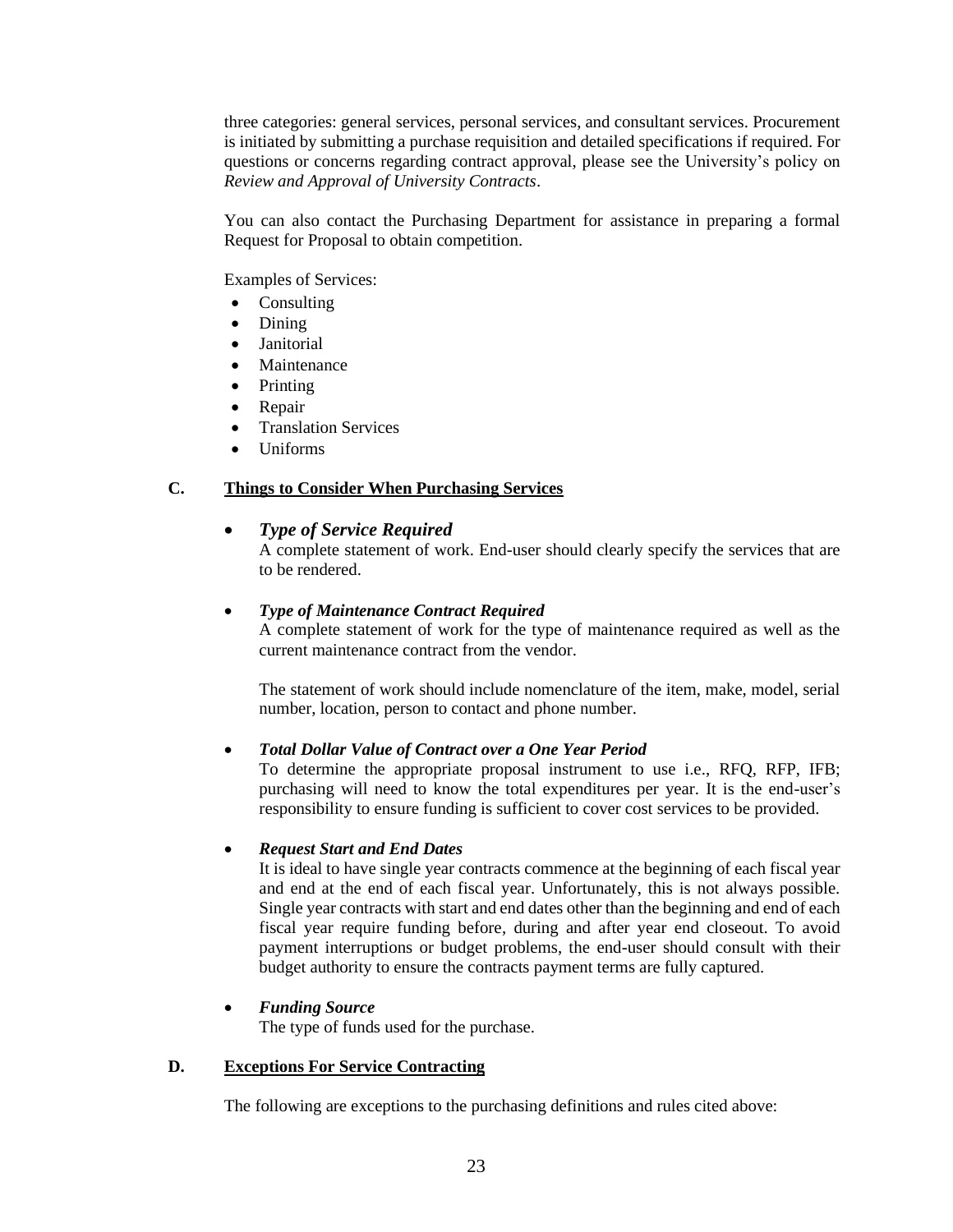three categories: general services, personal services, and consultant services. Procurement is initiated by submitting a purchase requisition and detailed specifications if required. For questions or concerns regarding contract approval, please see the University's policy on *Review and Approval of University Contracts*.

You can also contact the Purchasing Department for assistance in preparing a formal Request for Proposal to obtain competition.

Examples of Services:

- Consulting
- Dining
- Janitorial
- Maintenance
- Printing
- Repair
- Translation Services
- Uniforms

## C. Things to Consider When Purchasing Services

- ***Type of Service Required***
  A complete statement of work. End-user should clearly specify the services that are to be rendered.

- ***Type of Maintenance Contract Required***
  A complete statement of work for the type of maintenance required as well as the current maintenance contract from the vendor.

  The statement of work should include nomenclature of the item, make, model, serial number, location, person to contact and phone number.

- ***Total Dollar Value of Contract over a One Year Period***
  To determine the appropriate proposal instrument to use i.e., RFQ, RFP, IFB; purchasing will need to know the total expenditures per year. It is the end-user's responsibility to ensure funding is sufficient to cover cost services to be provided.

- ***Request Start and End Dates***
  It is ideal to have single year contracts commence at the beginning of each fiscal year and end at the end of each fiscal year. Unfortunately, this is not always possible. Single year contracts with start and end dates other than the beginning and end of each fiscal year require funding before, during and after year end closeout. To avoid payment interruptions or budget problems, the end-user should consult with their budget authority to ensure the contracts payment terms are fully captured.

- ***Funding Source***
  The type of funds used for the purchase.

## D. Exceptions For Service Contracting

The following are exceptions to the purchasing definitions and rules cited above: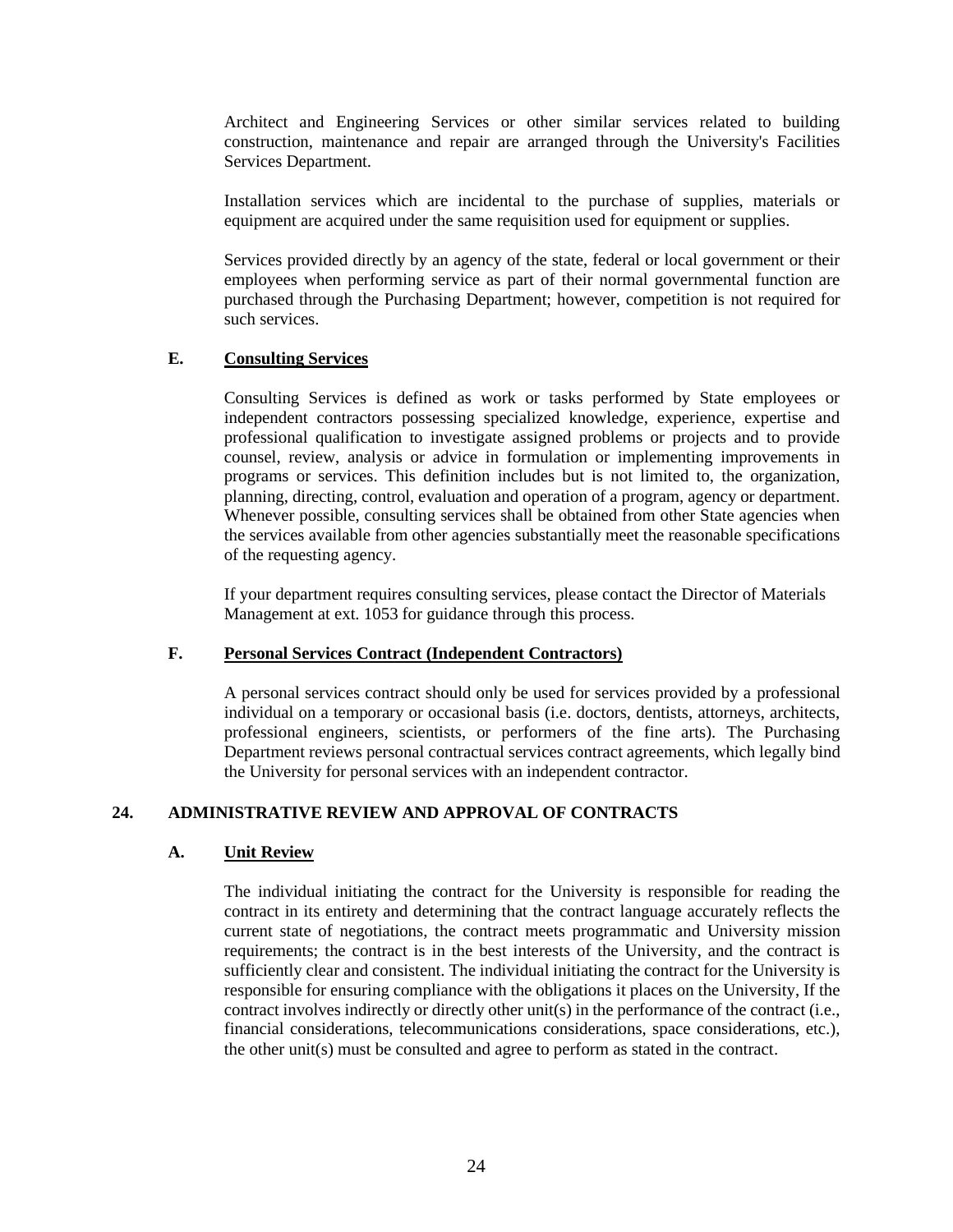Architect and Engineering Services or other similar services related to building construction, maintenance and repair are arranged through the University's Facilities Services Department.

Installation services which are incidental to the purchase of supplies, materials or equipment are acquired under the same requisition used for equipment or supplies.

Services provided directly by an agency of the state, federal or local government or their employees when performing service as part of their normal governmental function are purchased through the Purchasing Department; however, competition is not required for such services.

### E. Consulting Services

Consulting Services is defined as work or tasks performed by State employees or independent contractors possessing specialized knowledge, experience, expertise and professional qualification to investigate assigned problems or projects and to provide counsel, review, analysis or advice in formulation or implementing improvements in programs or services. This definition includes but is not limited to, the organization, planning, directing, control, evaluation and operation of a program, agency or department. Whenever possible, consulting services shall be obtained from other State agencies when the services available from other agencies substantially meet the reasonable specifications of the requesting agency.

If your department requires consulting services, please contact the Director of Materials Management at ext. 1053 for guidance through this process.

### F. Personal Services Contract (Independent Contractors)

A personal services contract should only be used for services provided by a professional individual on a temporary or occasional basis (i.e. doctors, dentists, attorneys, architects, professional engineers, scientists, or performers of the fine arts). The Purchasing Department reviews personal contractual services contract agreements, which legally bind the University for personal services with an independent contractor.

## 24. ADMINISTRATIVE REVIEW AND APPROVAL OF CONTRACTS

### A. Unit Review

The individual initiating the contract for the University is responsible for reading the contract in its entirety and determining that the contract language accurately reflects the current state of negotiations, the contract meets programmatic and University mission requirements; the contract is in the best interests of the University, and the contract is sufficiently clear and consistent. The individual initiating the contract for the University is responsible for ensuring compliance with the obligations it places on the University, If the contract involves indirectly or directly other unit(s) in the performance of the contract (i.e., financial considerations, telecommunications considerations, space considerations, etc.), the other unit(s) must be consulted and agree to perform as stated in the contract.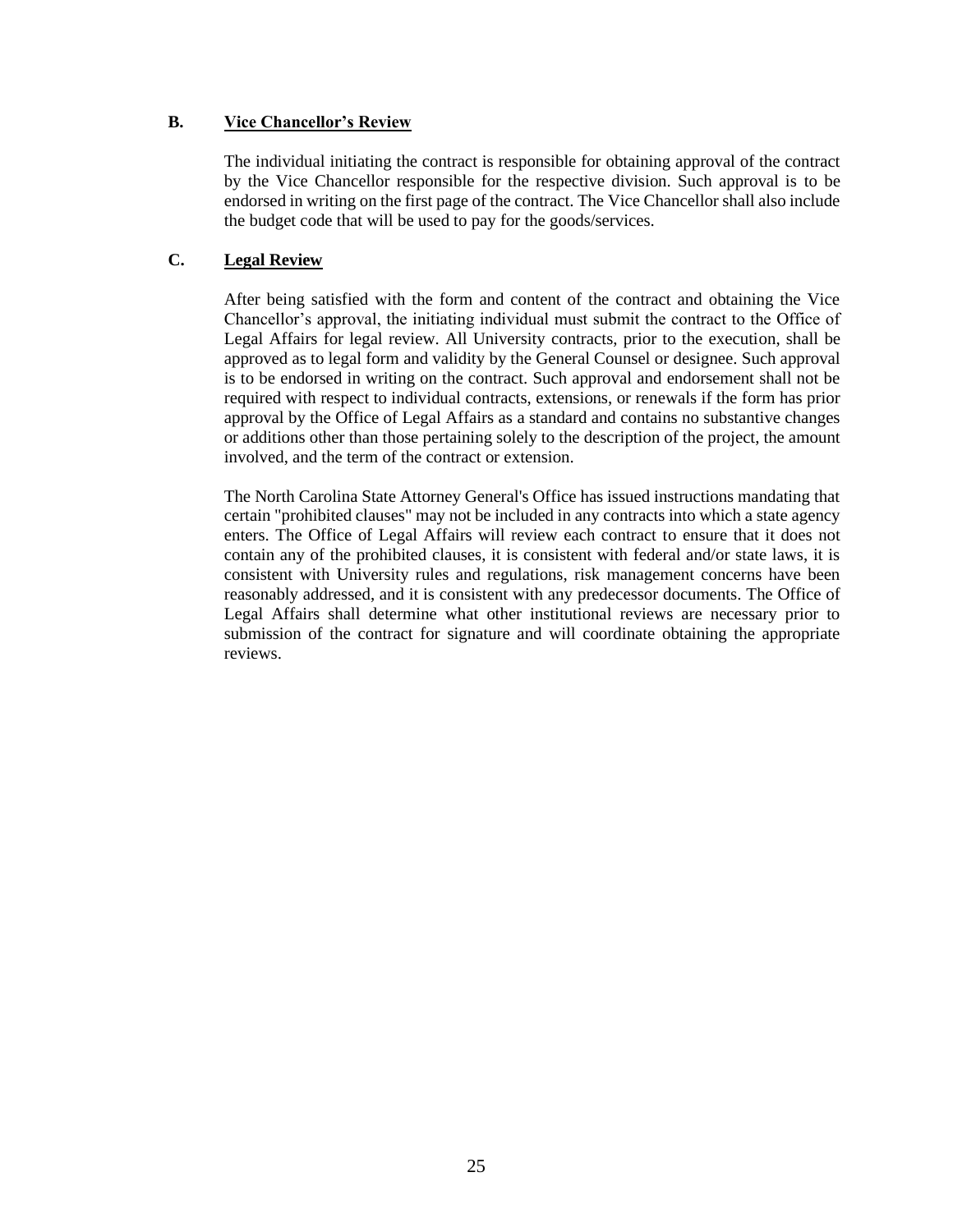### B. Vice Chancellor's Review

The individual initiating the contract is responsible for obtaining approval of the contract by the Vice Chancellor responsible for the respective division. Such approval is to be endorsed in writing on the first page of the contract. The Vice Chancellor shall also include the budget code that will be used to pay for the goods/services.

### C. Legal Review

After being satisfied with the form and content of the contract and obtaining the Vice Chancellor's approval, the initiating individual must submit the contract to the Office of Legal Affairs for legal review. All University contracts, prior to the execution, shall be approved as to legal form and validity by the General Counsel or designee. Such approval is to be endorsed in writing on the contract. Such approval and endorsement shall not be required with respect to individual contracts, extensions, or renewals if the form has prior approval by the Office of Legal Affairs as a standard and contains no substantive changes or additions other than those pertaining solely to the description of the project, the amount involved, and the term of the contract or extension.

The North Carolina State Attorney General's Office has issued instructions mandating that certain "prohibited clauses" may not be included in any contracts into which a state agency enters. The Office of Legal Affairs will review each contract to ensure that it does not contain any of the prohibited clauses, it is consistent with federal and/or state laws, it is consistent with University rules and regulations, risk management concerns have been reasonably addressed, and it is consistent with any predecessor documents. The Office of Legal Affairs shall determine what other institutional reviews are necessary prior to submission of the contract for signature and will coordinate obtaining the appropriate reviews.